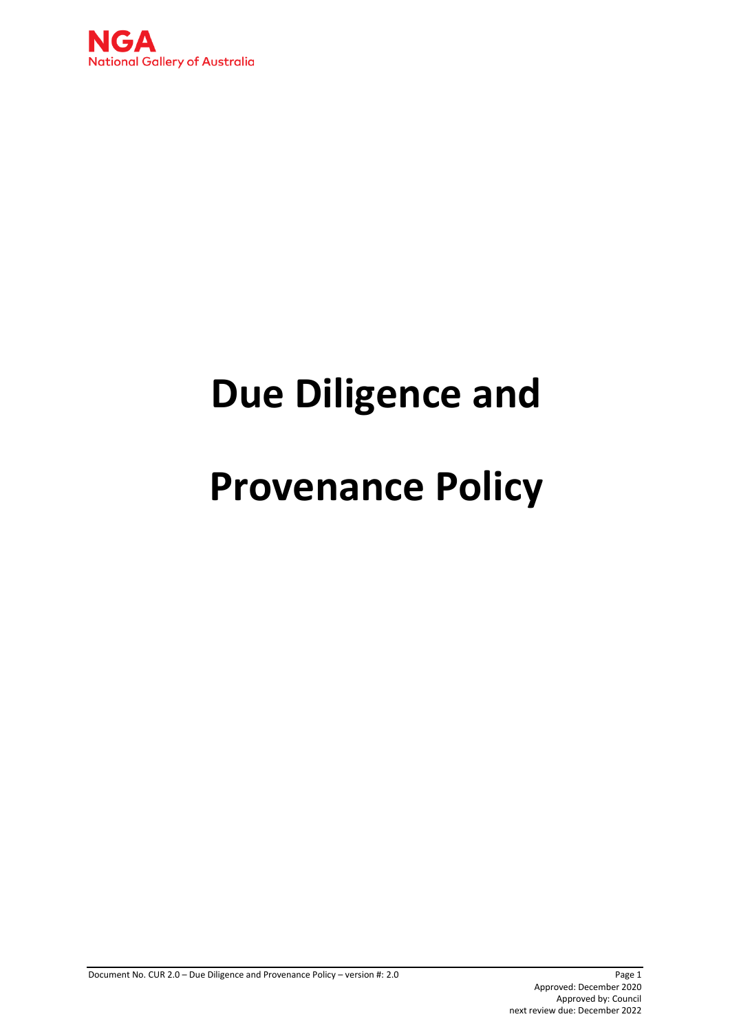# Due Diligence and Provenance Policy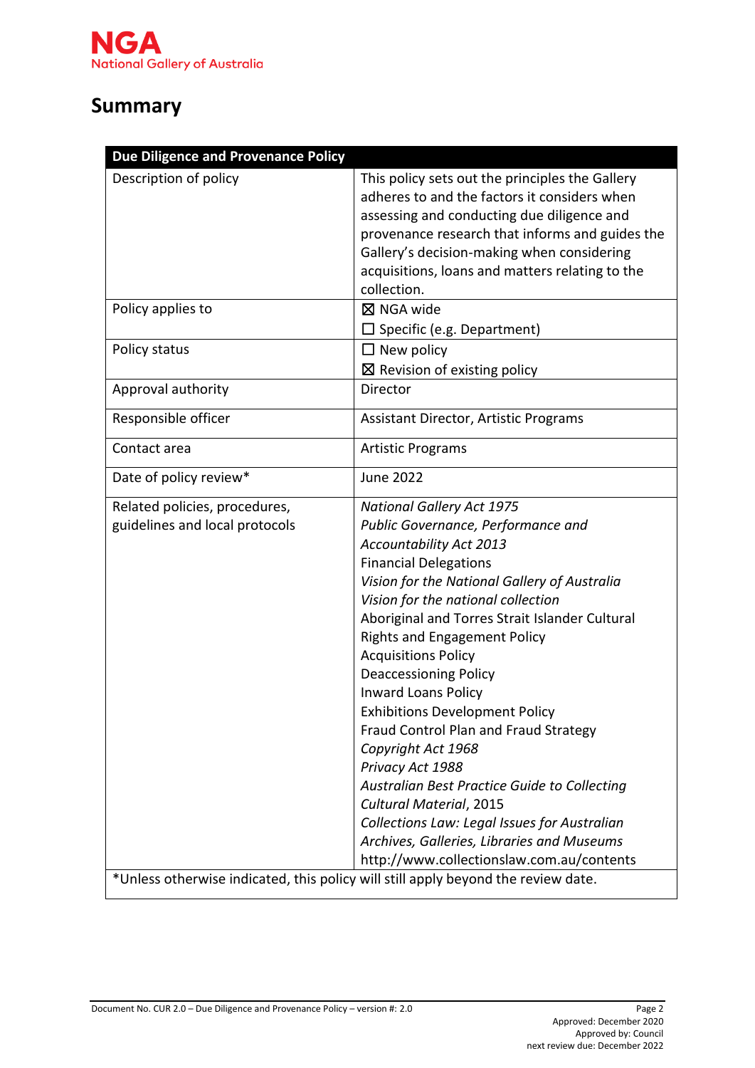# Summary

| Due Diligence and Provenance Policy | |
|---|---|
| Description of policy | This policy sets out the principles the Gallery adheres to and the factors it considers when assessing and conducting due diligence and provenance research that informs and guides the Gallery's decision-making when considering acquisitions, loans and matters relating to the collection. |
| Policy applies to | ☒ NGA wide<br>☐ Specific (e.g. Department) |
| Policy status | ☐ New policy<br>☒ Revision of existing policy |
| Approval authority | Director |
| Responsible officer | Assistant Director, Artistic Programs |
| Contact area | Artistic Programs |
| Date of policy review* | June 2022 |
| Related policies, procedures, guidelines and local protocols | *National Gallery Act 1975*<br>*Public Governance, Performance and Accountability Act 2013*<br>Financial Delegations<br>*Vision for the National Gallery of Australia*<br>*Vision for the national collection*<br>Aboriginal and Torres Strait Islander Cultural Rights and Engagement Policy<br>Acquisitions Policy<br>Deaccessioning Policy<br>Inward Loans Policy<br>Exhibitions Development Policy<br>Fraud Control Plan and Fraud Strategy<br>*Copyright Act 1968*<br>*Privacy Act 1988*<br>*Australian Best Practice Guide to Collecting Cultural Material*, 2015<br>*Collections Law: Legal Issues for Australian Archives, Galleries, Libraries and Museums* http://www.collectionslaw.com.au/contents |
| *Unless otherwise indicated, this policy will still apply beyond the review date. | |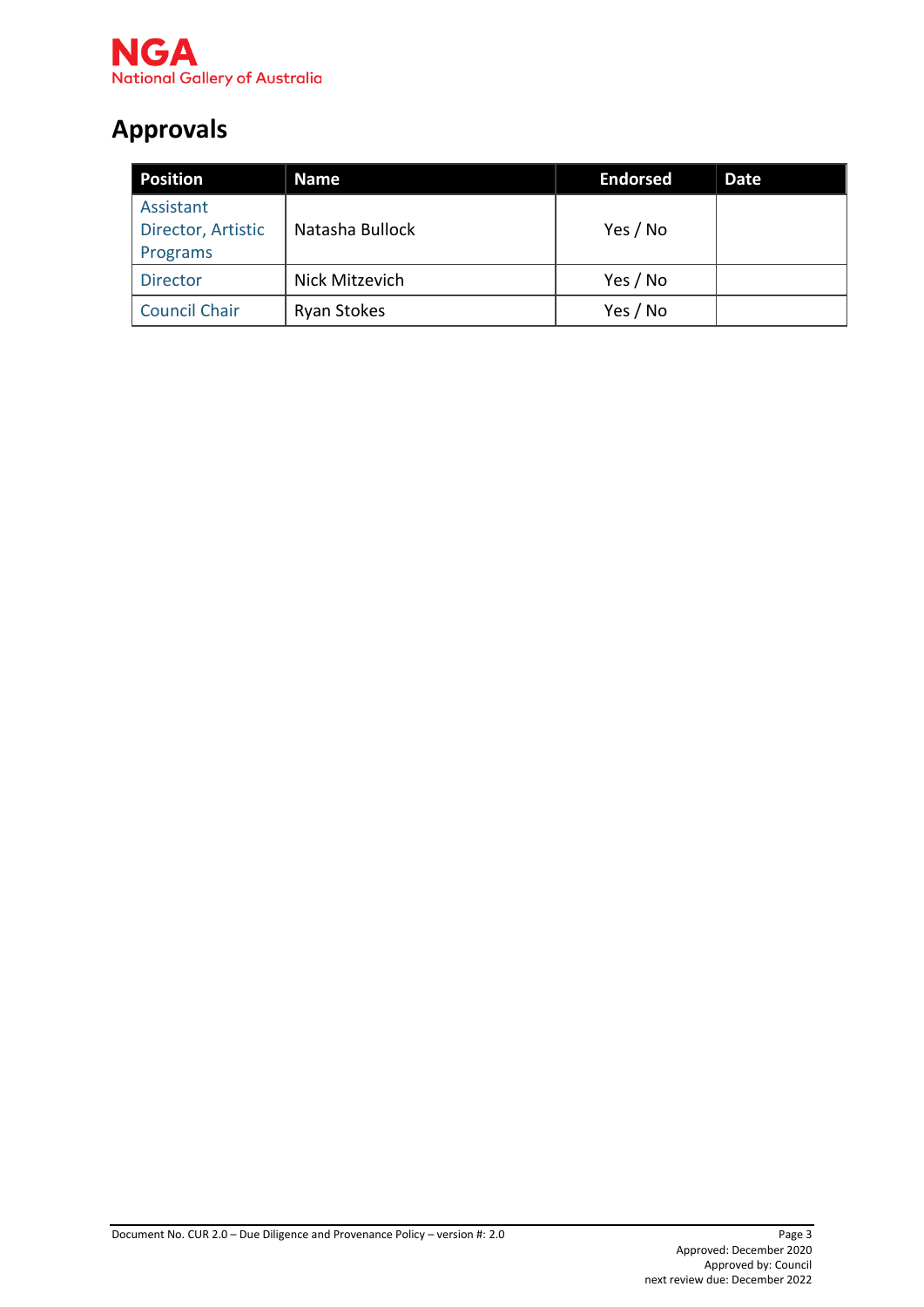## Approvals

| Position | Name | Endorsed | Date |
|---|---|---|---|
| Assistant Director, Artistic Programs | Natasha Bullock | Yes / No | |
| Director | Nick Mitzevich | Yes / No | |
| Council Chair | Ryan Stokes | Yes / No | |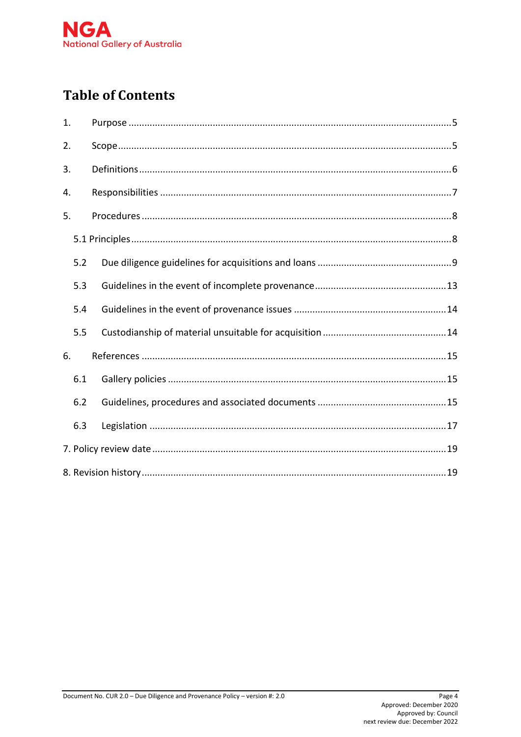# Table of Contents

| | | |
|---|---|---|
| 1. | Purpose | 5 |
| 2. | Scope | 5 |
| 3. | Definitions | 6 |
| 4. | Responsibilities | 7 |
| 5. | Procedures | 8 |
| 5.1 | Principles | 8 |
| 5.2 | Due diligence guidelines for acquisitions and loans | 9 |
| 5.3 | Guidelines in the event of incomplete provenance | 13 |
| 5.4 | Guidelines in the event of provenance issues | 14 |
| 5.5 | Custodianship of material unsuitable for acquisition | 14 |
| 6. | References | 15 |
| 6.1 | Gallery policies | 15 |
| 6.2 | Guidelines, procedures and associated documents | 15 |
| 6.3 | Legislation | 17 |
| 7. | Policy review date | 19 |
| 8. | Revision history | 19 |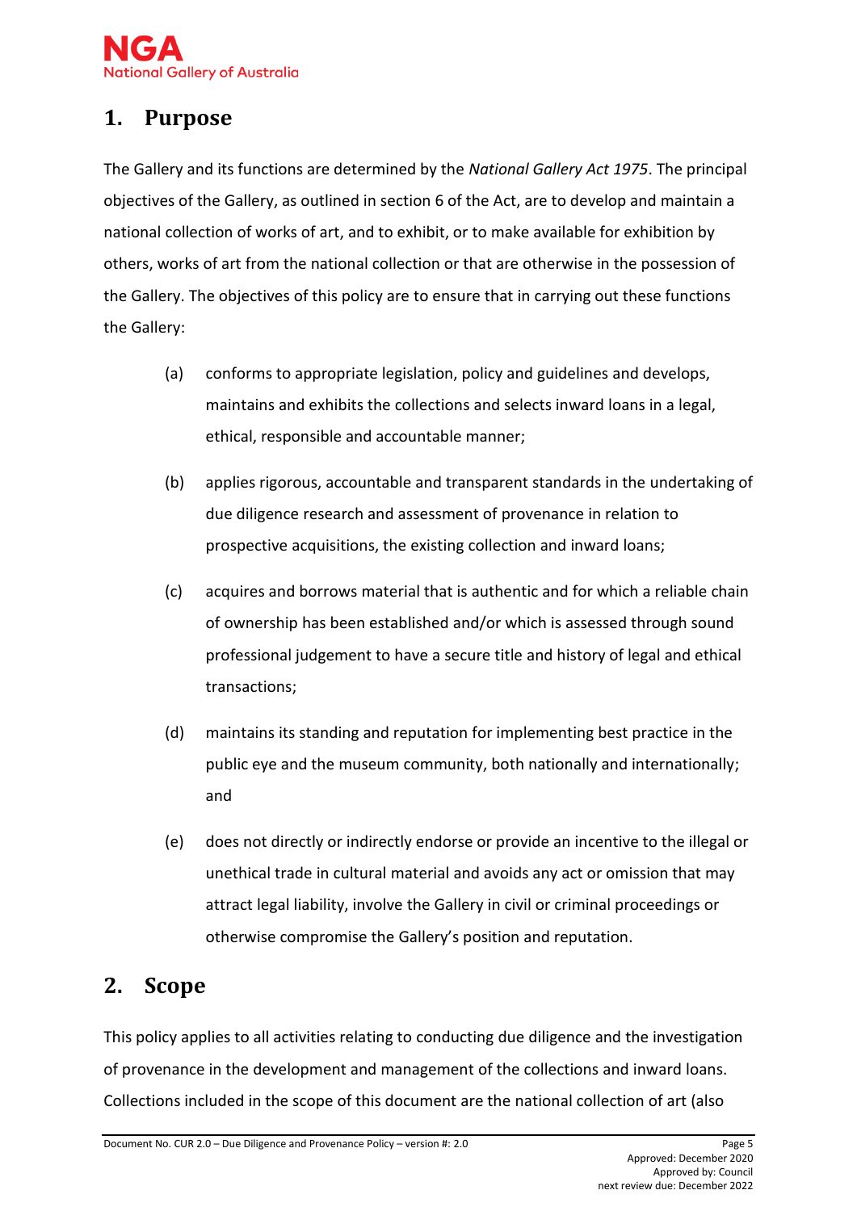## 1. Purpose

The Gallery and its functions are determined by the *National Gallery Act 1975*. The principal objectives of the Gallery, as outlined in section 6 of the Act, are to develop and maintain a national collection of works of art, and to exhibit, or to make available for exhibition by others, works of art from the national collection or that are otherwise in the possession of the Gallery. The objectives of this policy are to ensure that in carrying out these functions the Gallery:

(a) conforms to appropriate legislation, policy and guidelines and develops, maintains and exhibits the collections and selects inward loans in a legal, ethical, responsible and accountable manner;

(b) applies rigorous, accountable and transparent standards in the undertaking of due diligence research and assessment of provenance in relation to prospective acquisitions, the existing collection and inward loans;

(c) acquires and borrows material that is authentic and for which a reliable chain of ownership has been established and/or which is assessed through sound professional judgement to have a secure title and history of legal and ethical transactions;

(d) maintains its standing and reputation for implementing best practice in the public eye and the museum community, both nationally and internationally; and

(e) does not directly or indirectly endorse or provide an incentive to the illegal or unethical trade in cultural material and avoids any act or omission that may attract legal liability, involve the Gallery in civil or criminal proceedings or otherwise compromise the Gallery's position and reputation.

## 2. Scope

This policy applies to all activities relating to conducting due diligence and the investigation of provenance in the development and management of the collections and inward loans. Collections included in the scope of this document are the national collection of art (also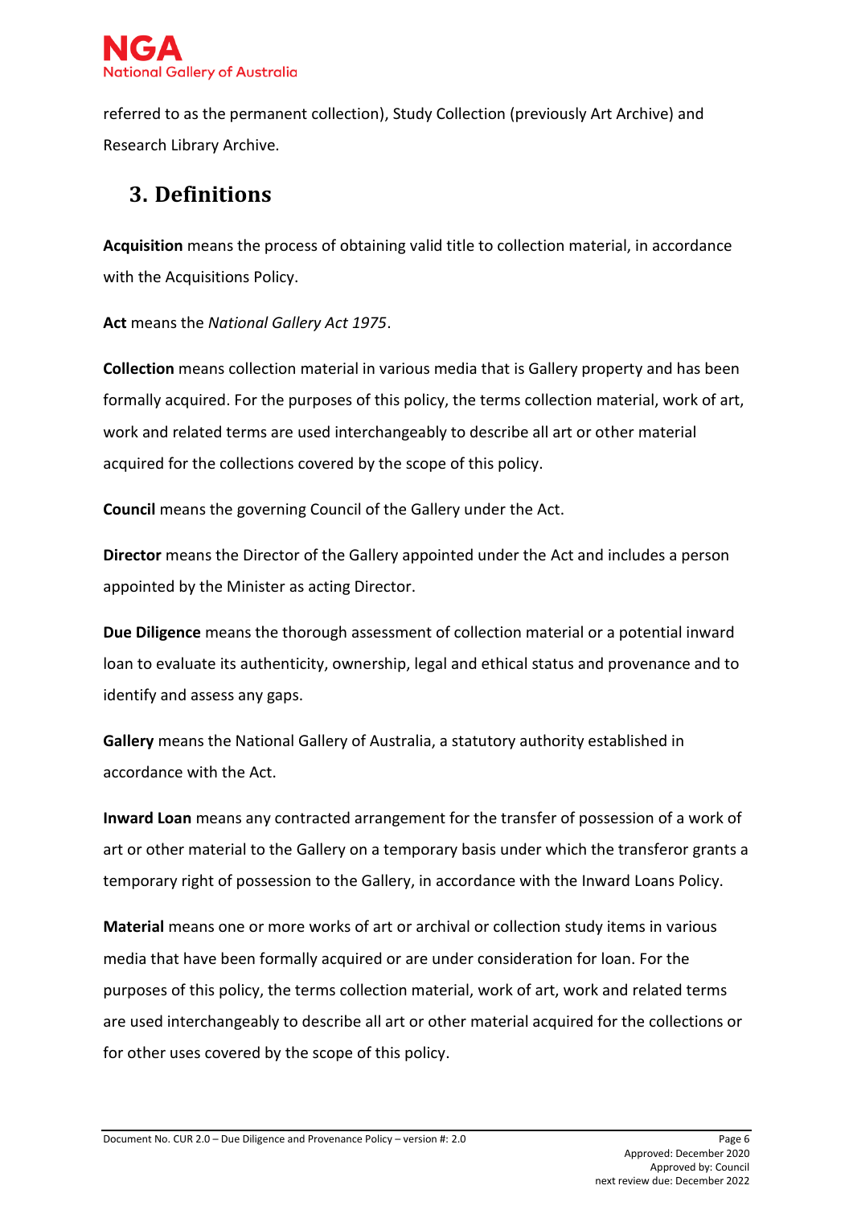referred to as the permanent collection), Study Collection (previously Art Archive) and Research Library Archive.

## 3. Definitions

**Acquisition** means the process of obtaining valid title to collection material, in accordance with the Acquisitions Policy.

**Act** means the *National Gallery Act 1975*.

**Collection** means collection material in various media that is Gallery property and has been formally acquired. For the purposes of this policy, the terms collection material, work of art, work and related terms are used interchangeably to describe all art or other material acquired for the collections covered by the scope of this policy.

**Council** means the governing Council of the Gallery under the Act.

**Director** means the Director of the Gallery appointed under the Act and includes a person appointed by the Minister as acting Director.

**Due Diligence** means the thorough assessment of collection material or a potential inward loan to evaluate its authenticity, ownership, legal and ethical status and provenance and to identify and assess any gaps.

**Gallery** means the National Gallery of Australia, a statutory authority established in accordance with the Act.

**Inward Loan** means any contracted arrangement for the transfer of possession of a work of art or other material to the Gallery on a temporary basis under which the transferor grants a temporary right of possession to the Gallery, in accordance with the Inward Loans Policy.

**Material** means one or more works of art or archival or collection study items in various media that have been formally acquired or are under consideration for loan. For the purposes of this policy, the terms collection material, work of art, work and related terms are used interchangeably to describe all art or other material acquired for the collections or for other uses covered by the scope of this policy.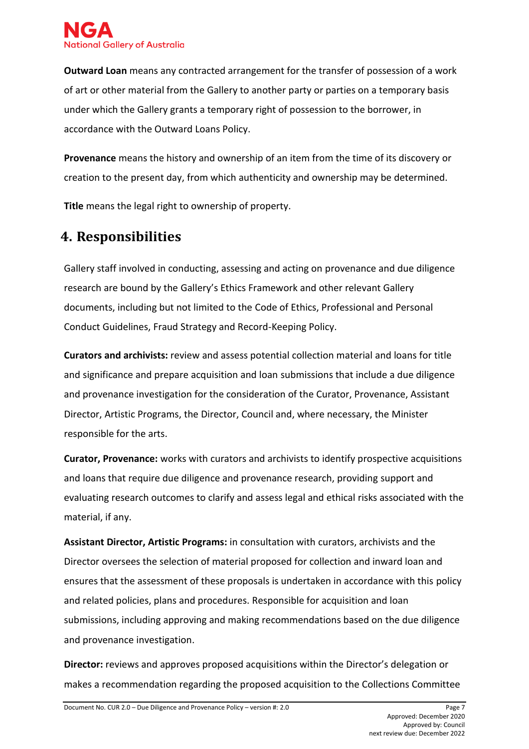**Outward Loan** means any contracted arrangement for the transfer of possession of a work of art or other material from the Gallery to another party or parties on a temporary basis under which the Gallery grants a temporary right of possession to the borrower, in accordance with the Outward Loans Policy.

**Provenance** means the history and ownership of an item from the time of its discovery or creation to the present day, from which authenticity and ownership may be determined.

**Title** means the legal right to ownership of property.

## 4. Responsibilities

Gallery staff involved in conducting, assessing and acting on provenance and due diligence research are bound by the Gallery's Ethics Framework and other relevant Gallery documents, including but not limited to the Code of Ethics, Professional and Personal Conduct Guidelines, Fraud Strategy and Record-Keeping Policy.

**Curators and archivists:** review and assess potential collection material and loans for title and significance and prepare acquisition and loan submissions that include a due diligence and provenance investigation for the consideration of the Curator, Provenance, Assistant Director, Artistic Programs, the Director, Council and, where necessary, the Minister responsible for the arts.

**Curator, Provenance:** works with curators and archivists to identify prospective acquisitions and loans that require due diligence and provenance research, providing support and evaluating research outcomes to clarify and assess legal and ethical risks associated with the material, if any.

**Assistant Director, Artistic Programs:** in consultation with curators, archivists and the Director oversees the selection of material proposed for collection and inward loan and ensures that the assessment of these proposals is undertaken in accordance with this policy and related policies, plans and procedures. Responsible for acquisition and loan submissions, including approving and making recommendations based on the due diligence and provenance investigation.

**Director:** reviews and approves proposed acquisitions within the Director's delegation or makes a recommendation regarding the proposed acquisition to the Collections Committee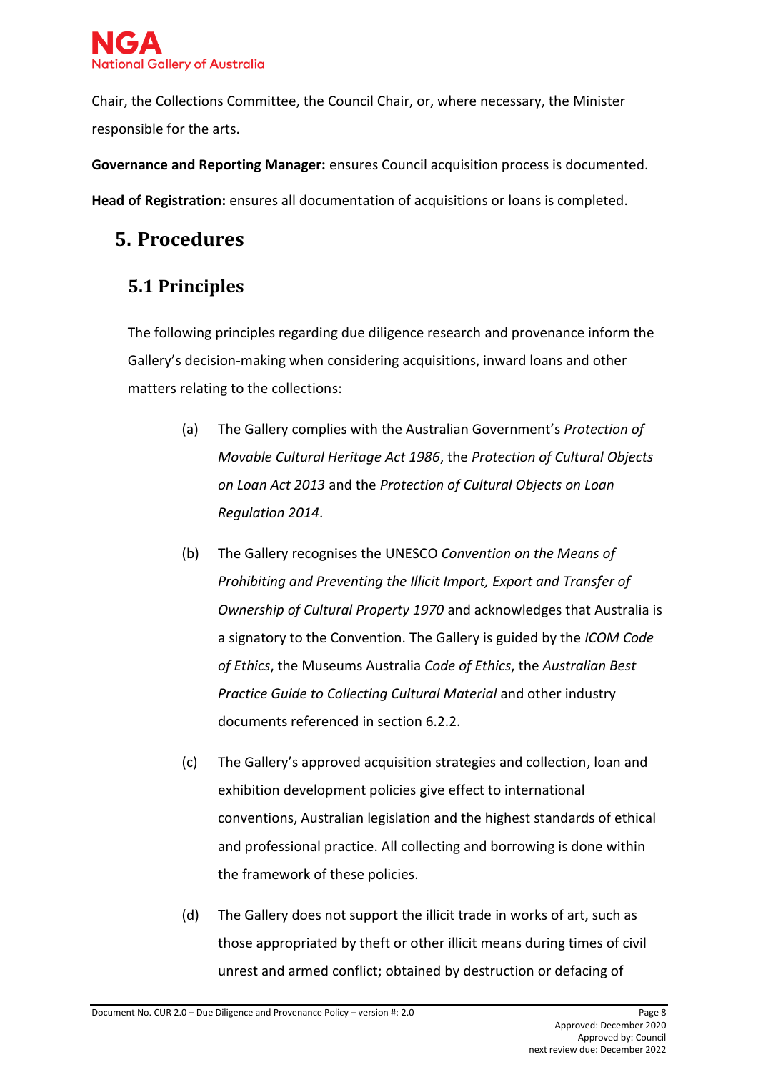Chair, the Collections Committee, the Council Chair, or, where necessary, the Minister responsible for the arts.

**Governance and Reporting Manager:** ensures Council acquisition process is documented.

**Head of Registration:** ensures all documentation of acquisitions or loans is completed.

# 5. Procedures

## 5.1 Principles

The following principles regarding due diligence research and provenance inform the Gallery's decision-making when considering acquisitions, inward loans and other matters relating to the collections:

(a) The Gallery complies with the Australian Government's *Protection of Movable Cultural Heritage Act 1986*, the *Protection of Cultural Objects on Loan Act 2013* and the *Protection of Cultural Objects on Loan Regulation 2014*.

(b) The Gallery recognises the UNESCO *Convention on the Means of Prohibiting and Preventing the Illicit Import, Export and Transfer of Ownership of Cultural Property 1970* and acknowledges that Australia is a signatory to the Convention. The Gallery is guided by the *ICOM Code of Ethics*, the Museums Australia *Code of Ethics*, the *Australian Best Practice Guide to Collecting Cultural Material* and other industry documents referenced in section 6.2.2.

(c) The Gallery's approved acquisition strategies and collection, loan and exhibition development policies give effect to international conventions, Australian legislation and the highest standards of ethical and professional practice. All collecting and borrowing is done within the framework of these policies.

(d) The Gallery does not support the illicit trade in works of art, such as those appropriated by theft or other illicit means during times of civil unrest and armed conflict; obtained by destruction or defacing of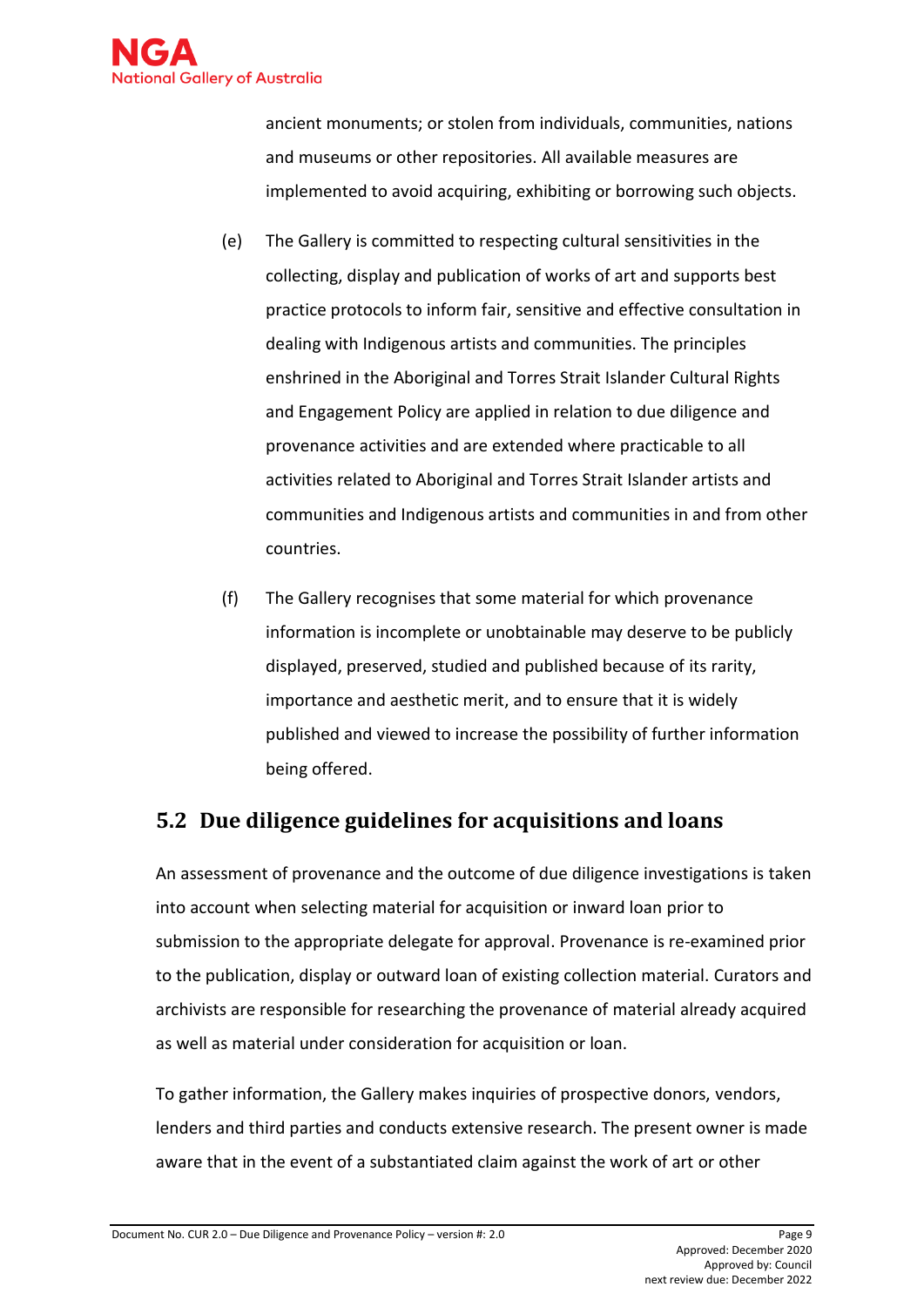ancient monuments; or stolen from individuals, communities, nations and museums or other repositories. All available measures are implemented to avoid acquiring, exhibiting or borrowing such objects.

(e) The Gallery is committed to respecting cultural sensitivities in the collecting, display and publication of works of art and supports best practice protocols to inform fair, sensitive and effective consultation in dealing with Indigenous artists and communities. The principles enshrined in the Aboriginal and Torres Strait Islander Cultural Rights and Engagement Policy are applied in relation to due diligence and provenance activities and are extended where practicable to all activities related to Aboriginal and Torres Strait Islander artists and communities and Indigenous artists and communities in and from other countries.

(f) The Gallery recognises that some material for which provenance information is incomplete or unobtainable may deserve to be publicly displayed, preserved, studied and published because of its rarity, importance and aesthetic merit, and to ensure that it is widely published and viewed to increase the possibility of further information being offered.

## 5.2 Due diligence guidelines for acquisitions and loans

An assessment of provenance and the outcome of due diligence investigations is taken into account when selecting material for acquisition or inward loan prior to submission to the appropriate delegate for approval. Provenance is re-examined prior to the publication, display or outward loan of existing collection material. Curators and archivists are responsible for researching the provenance of material already acquired as well as material under consideration for acquisition or loan.

To gather information, the Gallery makes inquiries of prospective donors, vendors, lenders and third parties and conducts extensive research. The present owner is made aware that in the event of a substantiated claim against the work of art or other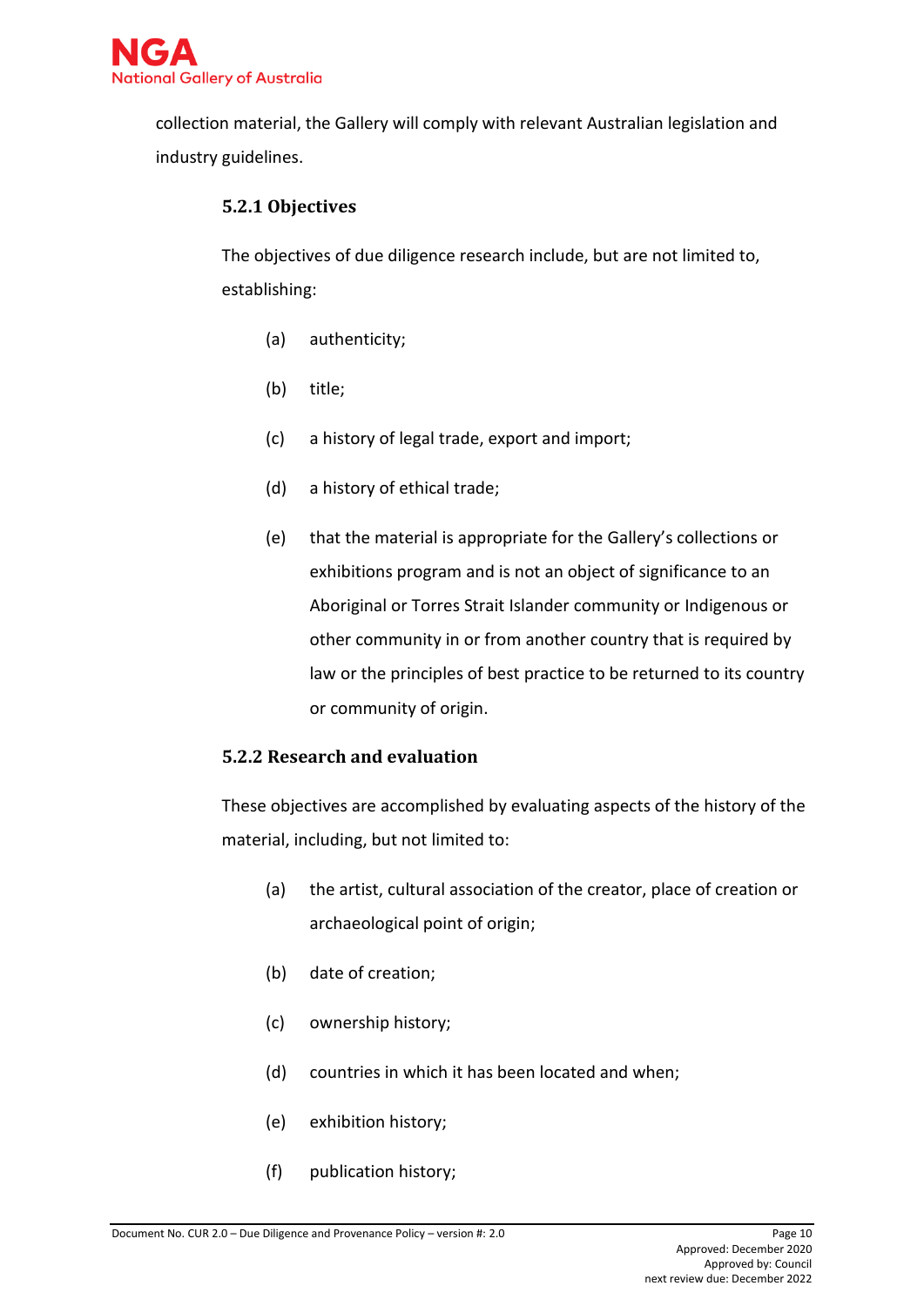collection material, the Gallery will comply with relevant Australian legislation and industry guidelines.

### 5.2.1 Objectives

The objectives of due diligence research include, but are not limited to, establishing:

(a) authenticity;

(b) title;

(c) a history of legal trade, export and import;

(d) a history of ethical trade;

(e) that the material is appropriate for the Gallery's collections or exhibitions program and is not an object of significance to an Aboriginal or Torres Strait Islander community or Indigenous or other community in or from another country that is required by law or the principles of best practice to be returned to its country or community of origin.

### 5.2.2 Research and evaluation

These objectives are accomplished by evaluating aspects of the history of the material, including, but not limited to:

(a) the artist, cultural association of the creator, place of creation or archaeological point of origin;

(b) date of creation;

(c) ownership history;

(d) countries in which it has been located and when;

(e) exhibition history;

(f) publication history;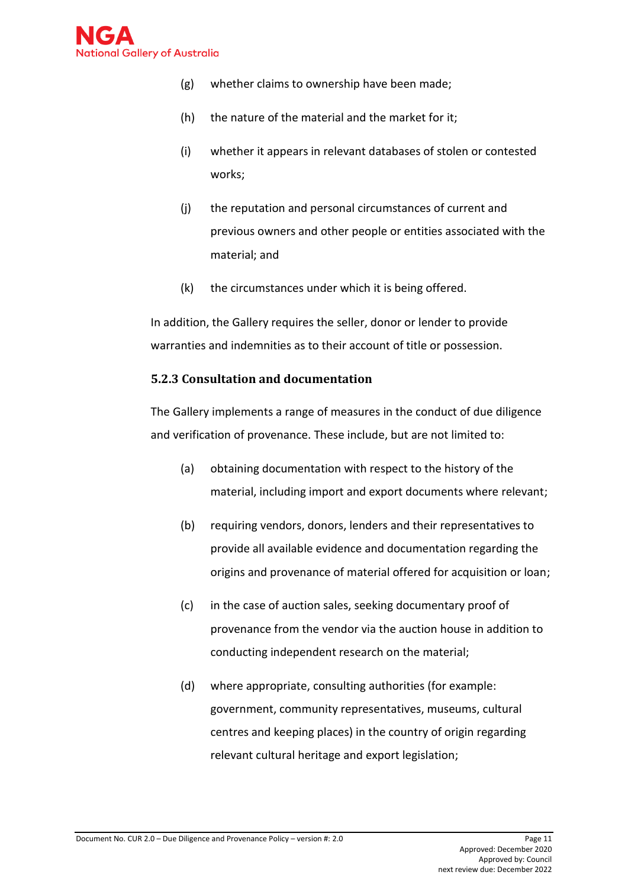(g) whether claims to ownership have been made;

(h) the nature of the material and the market for it;

(i) whether it appears in relevant databases of stolen or contested works;

(j) the reputation and personal circumstances of current and previous owners and other people or entities associated with the material; and

(k) the circumstances under which it is being offered.

In addition, the Gallery requires the seller, donor or lender to provide warranties and indemnities as to their account of title or possession.

### 5.2.3 Consultation and documentation

The Gallery implements a range of measures in the conduct of due diligence and verification of provenance. These include, but are not limited to:

(a) obtaining documentation with respect to the history of the material, including import and export documents where relevant;

(b) requiring vendors, donors, lenders and their representatives to provide all available evidence and documentation regarding the origins and provenance of material offered for acquisition or loan;

(c) in the case of auction sales, seeking documentary proof of provenance from the vendor via the auction house in addition to conducting independent research on the material;

(d) where appropriate, consulting authorities (for example: government, community representatives, museums, cultural centres and keeping places) in the country of origin regarding relevant cultural heritage and export legislation;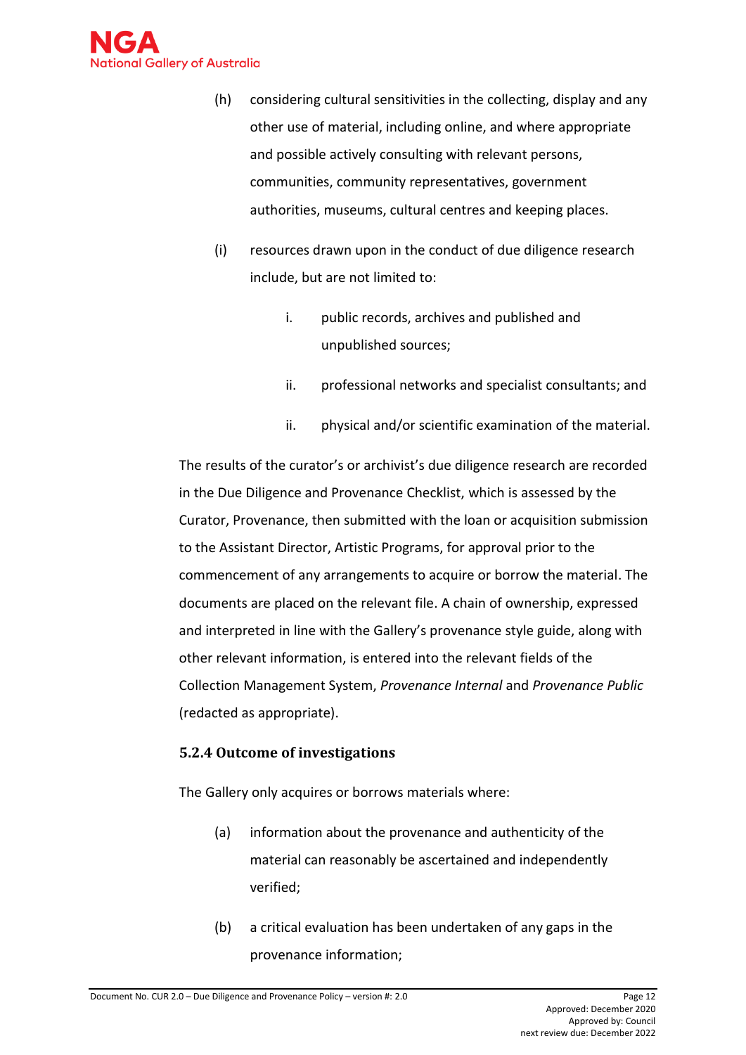(h) considering cultural sensitivities in the collecting, display and any other use of material, including online, and where appropriate and possible actively consulting with relevant persons, communities, community representatives, government authorities, museums, cultural centres and keeping places.

(i) resources drawn upon in the conduct of due diligence research include, but are not limited to:

    i. public records, archives and published and unpublished sources;

    ii. professional networks and specialist consultants; and

    ii. physical and/or scientific examination of the material.

The results of the curator's or archivist's due diligence research are recorded in the Due Diligence and Provenance Checklist, which is assessed by the Curator, Provenance, then submitted with the loan or acquisition submission to the Assistant Director, Artistic Programs, for approval prior to the commencement of any arrangements to acquire or borrow the material. The documents are placed on the relevant file. A chain of ownership, expressed and interpreted in line with the Gallery's provenance style guide, along with other relevant information, is entered into the relevant fields of the Collection Management System, *Provenance Internal* and *Provenance Public* (redacted as appropriate).

### 5.2.4 Outcome of investigations

The Gallery only acquires or borrows materials where:

(a) information about the provenance and authenticity of the material can reasonably be ascertained and independently verified;

(b) a critical evaluation has been undertaken of any gaps in the provenance information;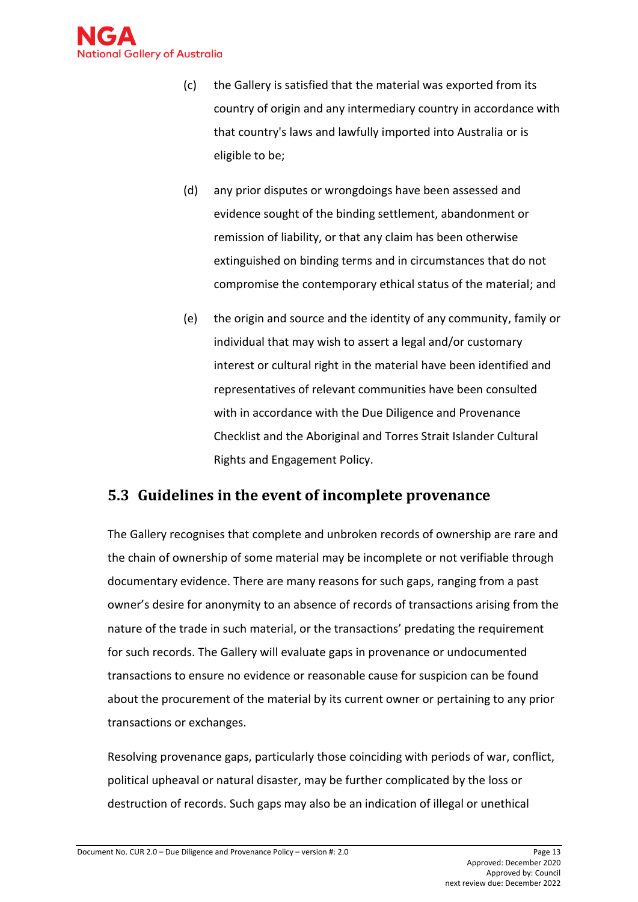(c) the Gallery is satisfied that the material was exported from its country of origin and any intermediary country in accordance with that country's laws and lawfully imported into Australia or is eligible to be;

(d) any prior disputes or wrongdoings have been assessed and evidence sought of the binding settlement, abandonment or remission of liability, or that any claim has been otherwise extinguished on binding terms and in circumstances that do not compromise the contemporary ethical status of the material; and

(e) the origin and source and the identity of any community, family or individual that may wish to assert a legal and/or customary interest or cultural right in the material have been identified and representatives of relevant communities have been consulted with in accordance with the Due Diligence and Provenance Checklist and the Aboriginal and Torres Strait Islander Cultural Rights and Engagement Policy.

## 5.3 Guidelines in the event of incomplete provenance

The Gallery recognises that complete and unbroken records of ownership are rare and the chain of ownership of some material may be incomplete or not verifiable through documentary evidence. There are many reasons for such gaps, ranging from a past owner's desire for anonymity to an absence of records of transactions arising from the nature of the trade in such material, or the transactions' predating the requirement for such records. The Gallery will evaluate gaps in provenance or undocumented transactions to ensure no evidence or reasonable cause for suspicion can be found about the procurement of the material by its current owner or pertaining to any prior transactions or exchanges.

Resolving provenance gaps, particularly those coinciding with periods of war, conflict, political upheaval or natural disaster, may be further complicated by the loss or destruction of records. Such gaps may also be an indication of illegal or unethical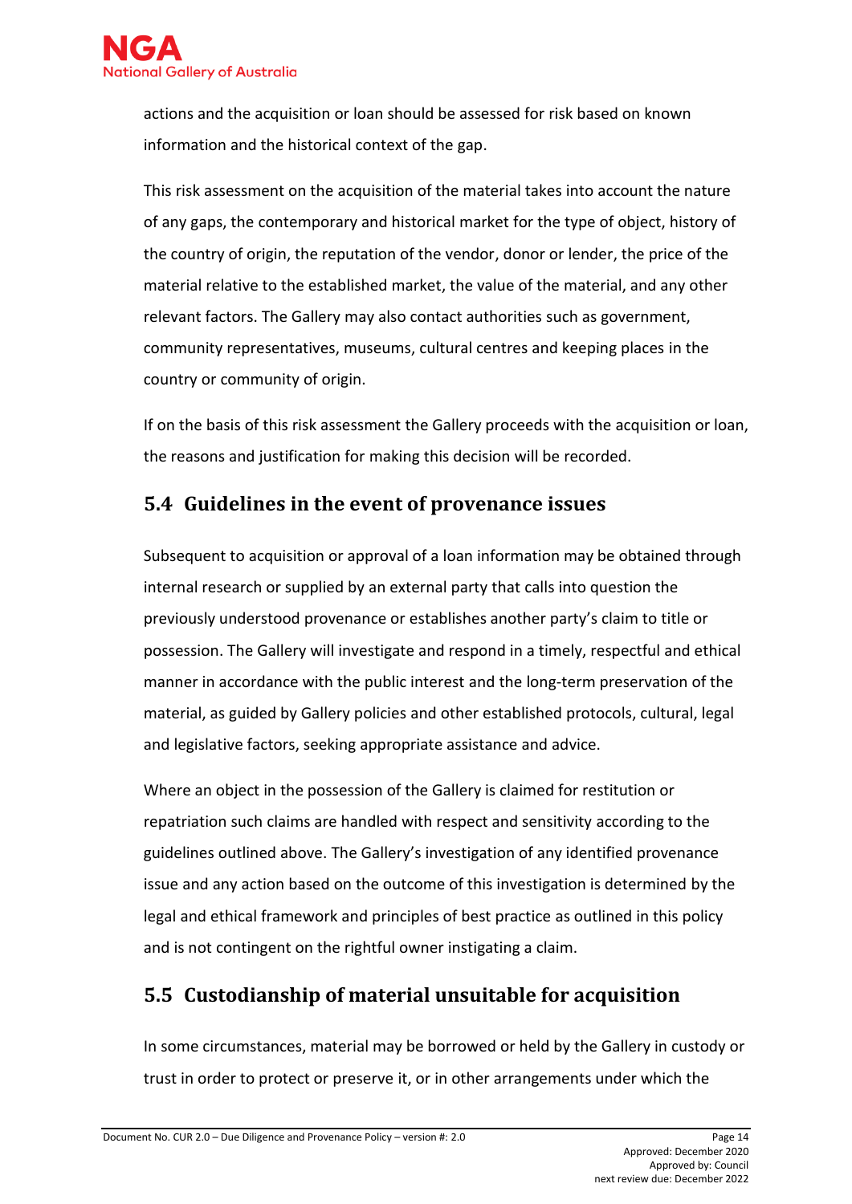actions and the acquisition or loan should be assessed for risk based on known information and the historical context of the gap.

This risk assessment on the acquisition of the material takes into account the nature of any gaps, the contemporary and historical market for the type of object, history of the country of origin, the reputation of the vendor, donor or lender, the price of the material relative to the established market, the value of the material, and any other relevant factors. The Gallery may also contact authorities such as government, community representatives, museums, cultural centres and keeping places in the country or community of origin.

If on the basis of this risk assessment the Gallery proceeds with the acquisition or loan, the reasons and justification for making this decision will be recorded.

## 5.4 Guidelines in the event of provenance issues

Subsequent to acquisition or approval of a loan information may be obtained through internal research or supplied by an external party that calls into question the previously understood provenance or establishes another party's claim to title or possession. The Gallery will investigate and respond in a timely, respectful and ethical manner in accordance with the public interest and the long-term preservation of the material, as guided by Gallery policies and other established protocols, cultural, legal and legislative factors, seeking appropriate assistance and advice.

Where an object in the possession of the Gallery is claimed for restitution or repatriation such claims are handled with respect and sensitivity according to the guidelines outlined above. The Gallery's investigation of any identified provenance issue and any action based on the outcome of this investigation is determined by the legal and ethical framework and principles of best practice as outlined in this policy and is not contingent on the rightful owner instigating a claim.

## 5.5 Custodianship of material unsuitable for acquisition

In some circumstances, material may be borrowed or held by the Gallery in custody or trust in order to protect or preserve it, or in other arrangements under which the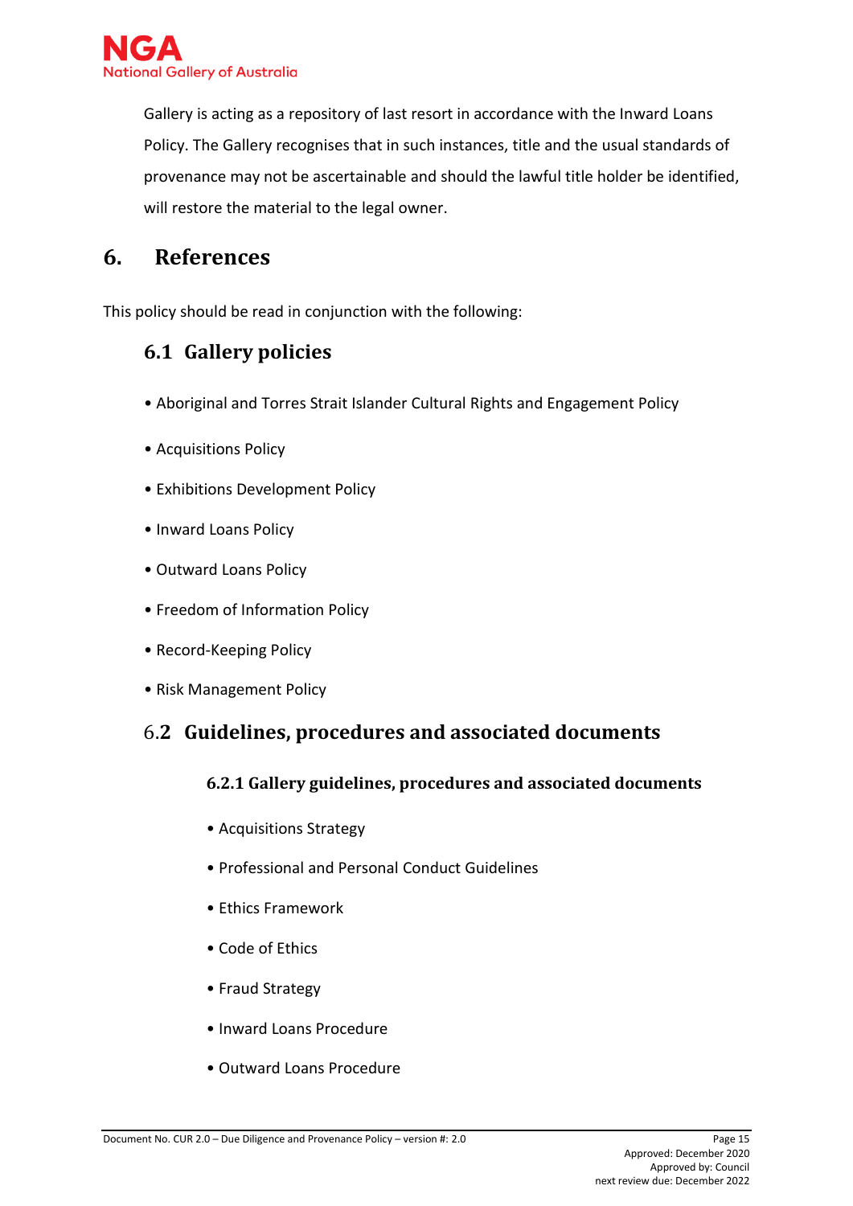Gallery is acting as a repository of last resort in accordance with the Inward Loans Policy. The Gallery recognises that in such instances, title and the usual standards of provenance may not be ascertainable and should the lawful title holder be identified, will restore the material to the legal owner.

# 6. References

This policy should be read in conjunction with the following:

## 6.1 Gallery policies

- Aboriginal and Torres Strait Islander Cultural Rights and Engagement Policy
- Acquisitions Policy
- Exhibitions Development Policy
- Inward Loans Policy
- Outward Loans Policy
- Freedom of Information Policy
- Record-Keeping Policy
- Risk Management Policy

## 6.2 Guidelines, procedures and associated documents

### 6.2.1 Gallery guidelines, procedures and associated documents

- Acquisitions Strategy
- Professional and Personal Conduct Guidelines
- Ethics Framework
- Code of Ethics
- Fraud Strategy
- Inward Loans Procedure
- Outward Loans Procedure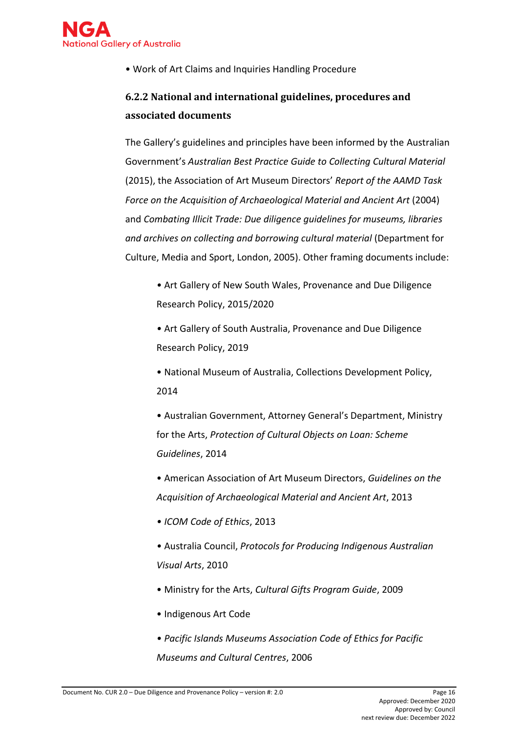- Work of Art Claims and Inquiries Handling Procedure

### 6.2.2 National and international guidelines, procedures and associated documents

The Gallery's guidelines and principles have been informed by the Australian Government's *Australian Best Practice Guide to Collecting Cultural Material* (2015), the Association of Art Museum Directors' *Report of the AAMD Task Force on the Acquisition of Archaeological Material and Ancient Art* (2004) and *Combating Illicit Trade: Due diligence guidelines for museums, libraries and archives on collecting and borrowing cultural material* (Department for Culture, Media and Sport, London, 2005). Other framing documents include:

- Art Gallery of New South Wales, Provenance and Due Diligence Research Policy, 2015/2020
- Art Gallery of South Australia, Provenance and Due Diligence Research Policy, 2019
- National Museum of Australia, Collections Development Policy, 2014
- Australian Government, Attorney General's Department, Ministry for the Arts, *Protection of Cultural Objects on Loan: Scheme Guidelines*, 2014
- American Association of Art Museum Directors, *Guidelines on the Acquisition of Archaeological Material and Ancient Art*, 2013
- *ICOM Code of Ethics*, 2013
- Australia Council, *Protocols for Producing Indigenous Australian Visual Arts*, 2010
- Ministry for the Arts, *Cultural Gifts Program Guide*, 2009
- Indigenous Art Code
- *Pacific Islands Museums Association Code of Ethics for Pacific Museums and Cultural Centres*, 2006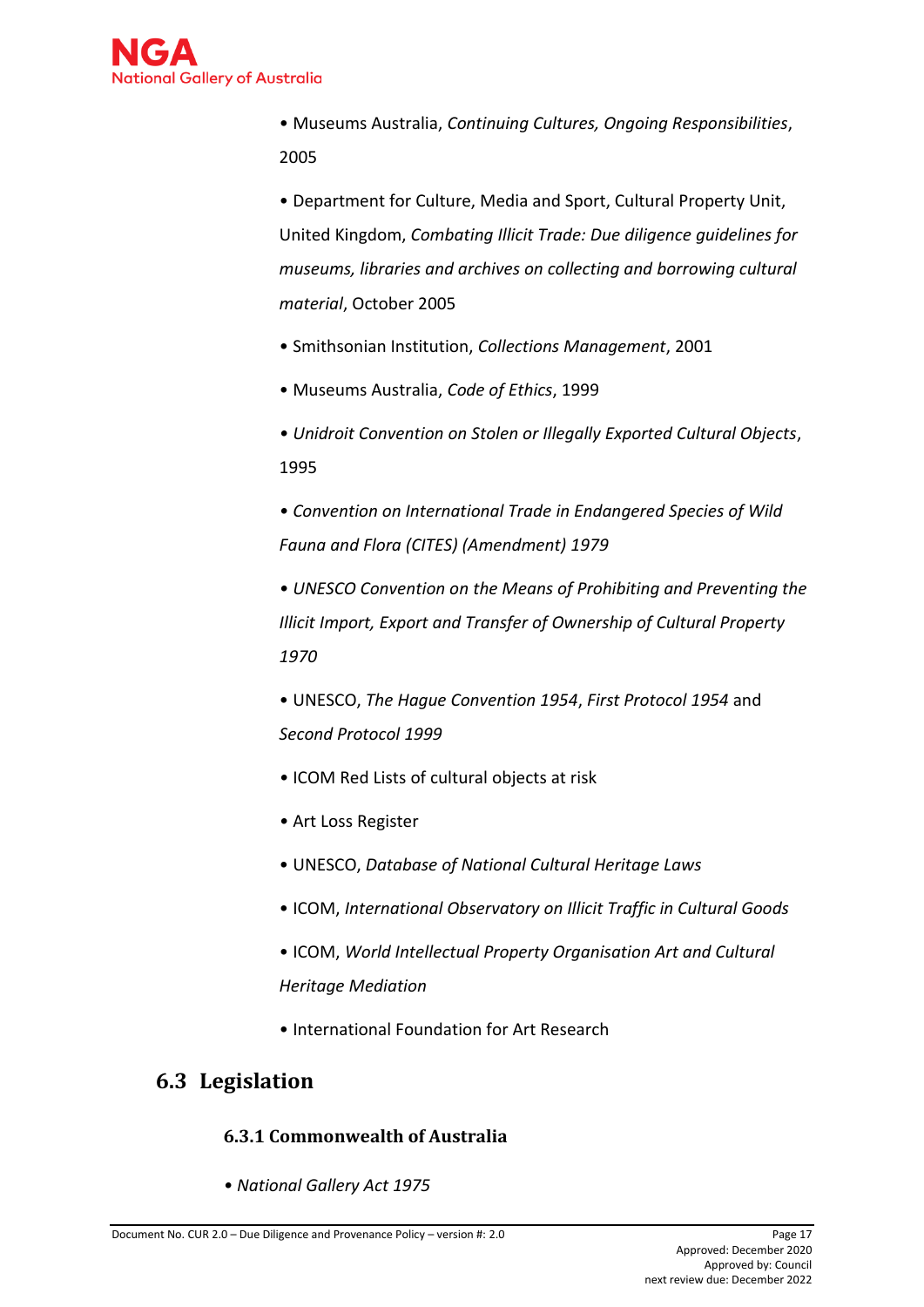- Museums Australia, *Continuing Cultures, Ongoing Responsibilities*, 2005
- Department for Culture, Media and Sport, Cultural Property Unit, United Kingdom, *Combating Illicit Trade: Due diligence guidelines for museums, libraries and archives on collecting and borrowing cultural material*, October 2005
- Smithsonian Institution, *Collections Management*, 2001
- Museums Australia, *Code of Ethics*, 1999
- *Unidroit Convention on Stolen or Illegally Exported Cultural Objects*, 1995
- *Convention on International Trade in Endangered Species of Wild Fauna and Flora (CITES) (Amendment) 1979*
- *UNESCO Convention on the Means of Prohibiting and Preventing the Illicit Import, Export and Transfer of Ownership of Cultural Property 1970*
- UNESCO, *The Hague Convention 1954*, *First Protocol 1954* and *Second Protocol 1999*
- ICOM Red Lists of cultural objects at risk
- Art Loss Register
- UNESCO, *Database of National Cultural Heritage Laws*
- ICOM, *International Observatory on Illicit Traffic in Cultural Goods*
- ICOM, *World Intellectual Property Organisation Art and Cultural Heritage Mediation*
- International Foundation for Art Research

## 6.3 Legislation

### 6.3.1 Commonwealth of Australia

- *National Gallery Act 1975*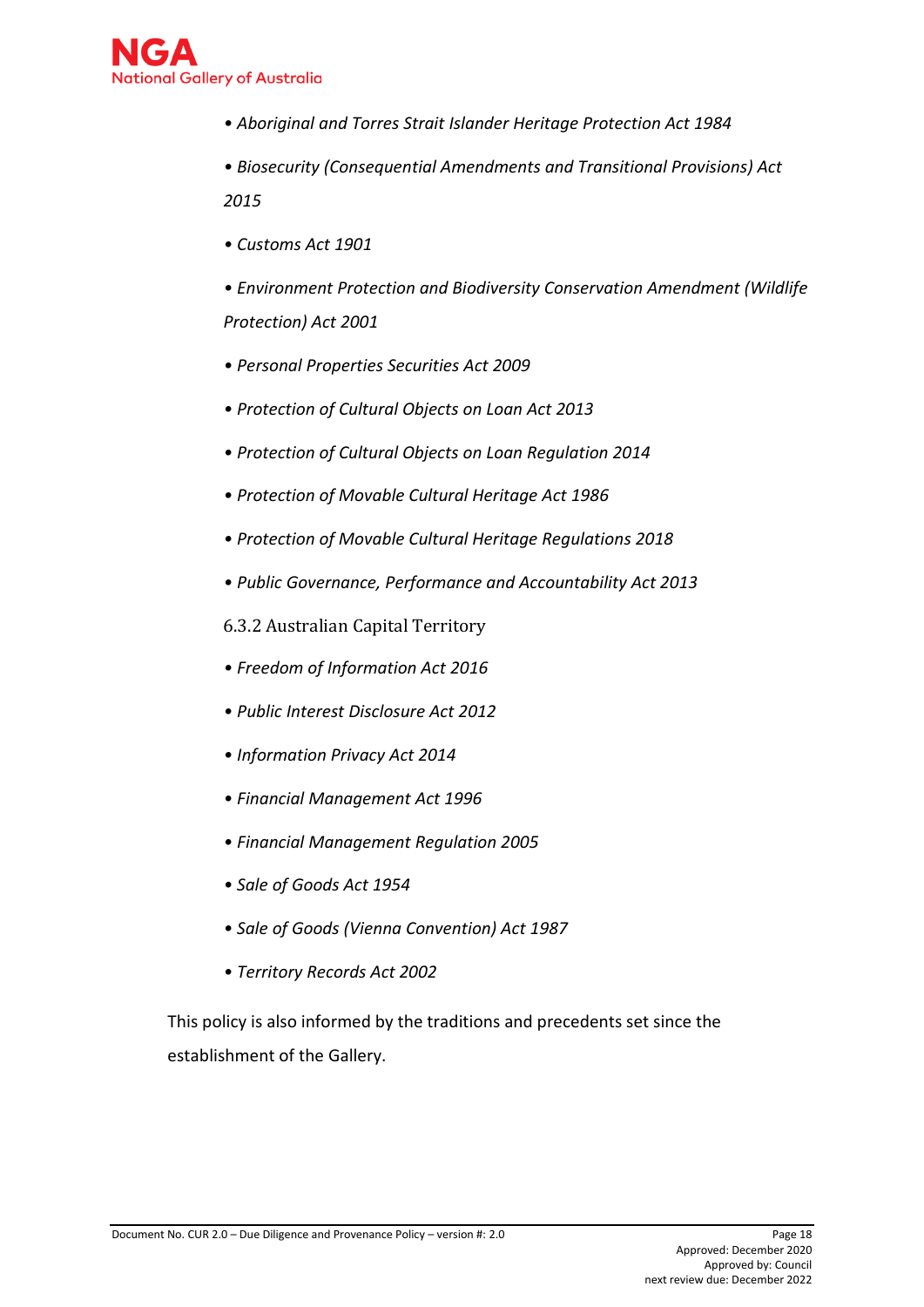- *Aboriginal and Torres Strait Islander Heritage Protection Act 1984*
- *Biosecurity (Consequential Amendments and Transitional Provisions) Act 2015*
- *Customs Act 1901*
- *Environment Protection and Biodiversity Conservation Amendment (Wildlife Protection) Act 2001*
- *Personal Properties Securities Act 2009*
- *Protection of Cultural Objects on Loan Act 2013*
- *Protection of Cultural Objects on Loan Regulation 2014*
- *Protection of Movable Cultural Heritage Act 1986*
- *Protection of Movable Cultural Heritage Regulations 2018*
- *Public Governance, Performance and Accountability Act 2013*

#### 6.3.2 Australian Capital Territory

- *Freedom of Information Act 2016*
- *Public Interest Disclosure Act 2012*
- *Information Privacy Act 2014*
- *Financial Management Act 1996*
- *Financial Management Regulation 2005*
- *Sale of Goods Act 1954*
- *Sale of Goods (Vienna Convention) Act 1987*
- *Territory Records Act 2002*

This policy is also informed by the traditions and precedents set since the establishment of the Gallery.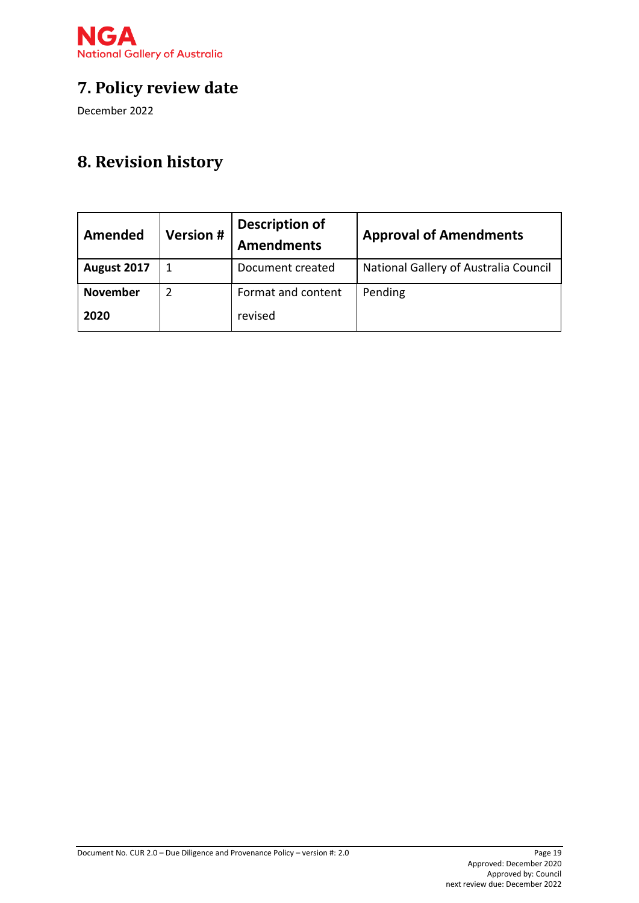## 7. Policy review date

December 2022

## 8. Revision history

| Amended | Version # | Description of Amendments | Approval of Amendments |
|---|---|---|---|
| **August 2017** | 1 | Document created | National Gallery of Australia Council |
| **November 2020** | 2 | Format and content revised | Pending |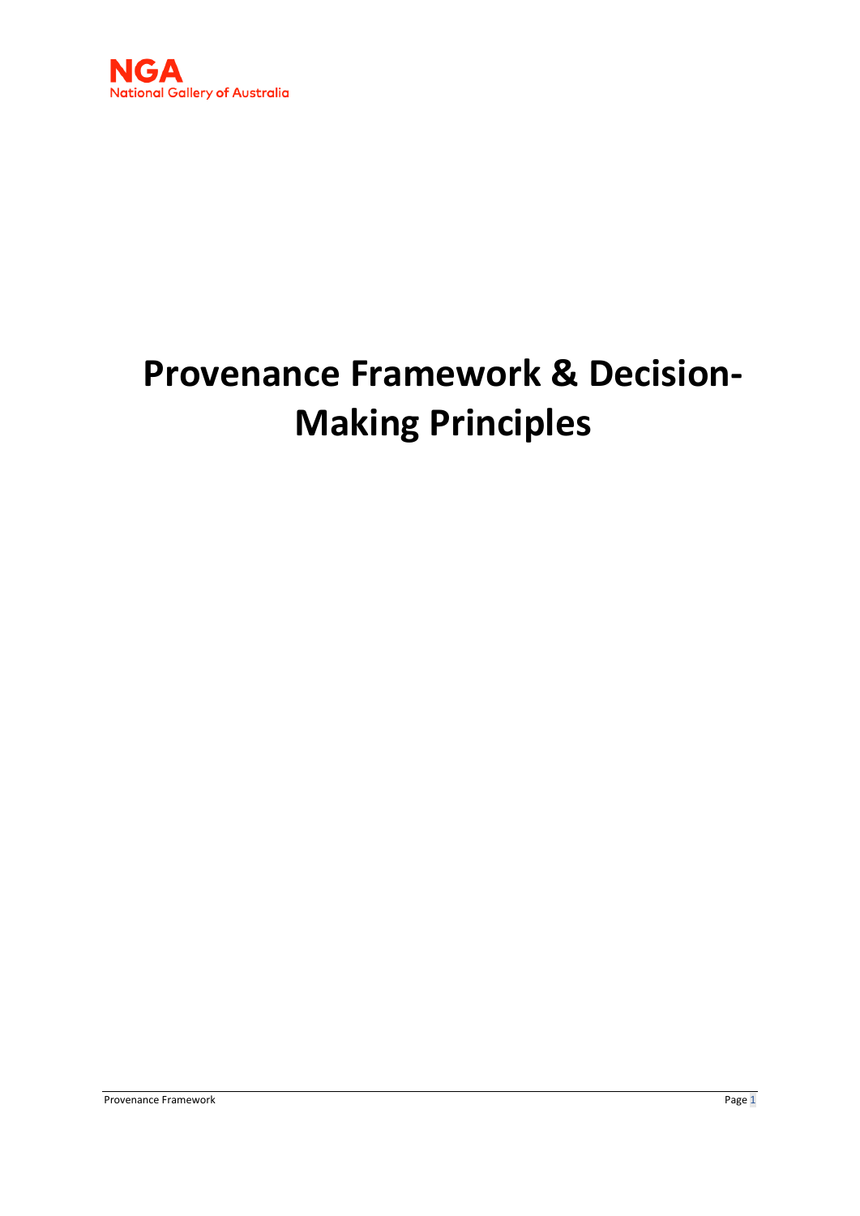NGA
National Gallery of Australia

# Provenance Framework & Decision-Making Principles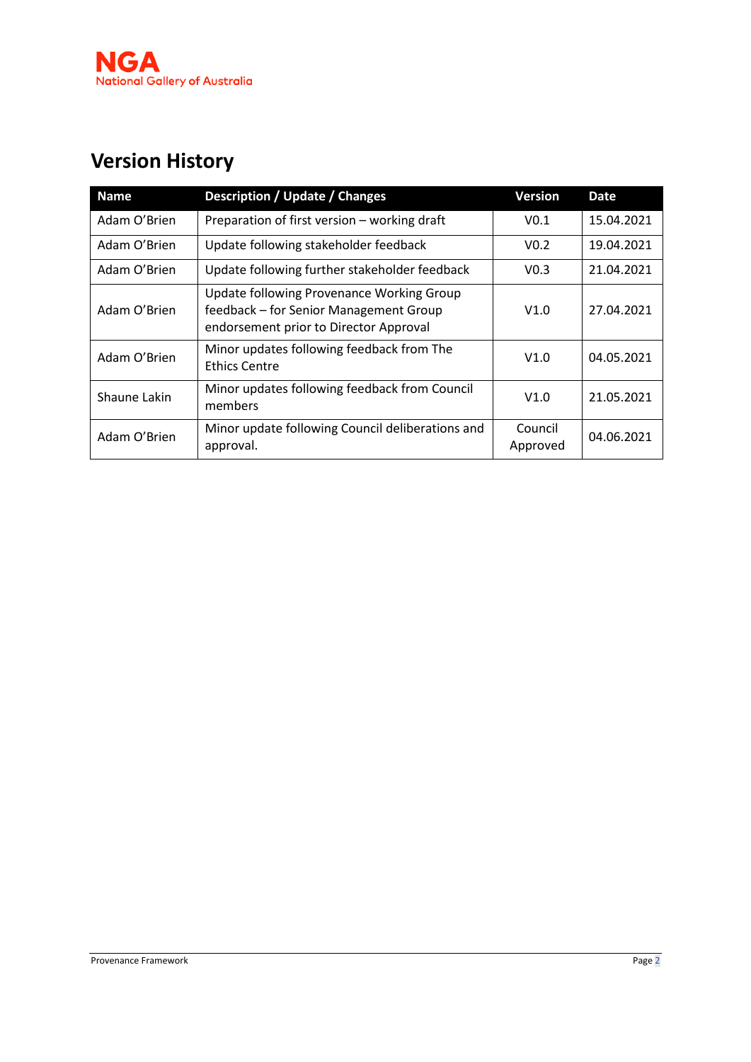# Version History

| Name | Description / Update / Changes | Version | Date |
|---|---|---|---|
| Adam O'Brien | Preparation of first version – working draft | V0.1 | 15.04.2021 |
| Adam O'Brien | Update following stakeholder feedback | V0.2 | 19.04.2021 |
| Adam O'Brien | Update following further stakeholder feedback | V0.3 | 21.04.2021 |
| Adam O'Brien | Update following Provenance Working Group feedback – for Senior Management Group endorsement prior to Director Approval | V1.0 | 27.04.2021 |
| Adam O'Brien | Minor updates following feedback from The Ethics Centre | V1.0 | 04.05.2021 |
| Shaune Lakin | Minor updates following feedback from Council members | V1.0 | 21.05.2021 |
| Adam O'Brien | Minor update following Council deliberations and approval. | Council Approved | 04.06.2021 |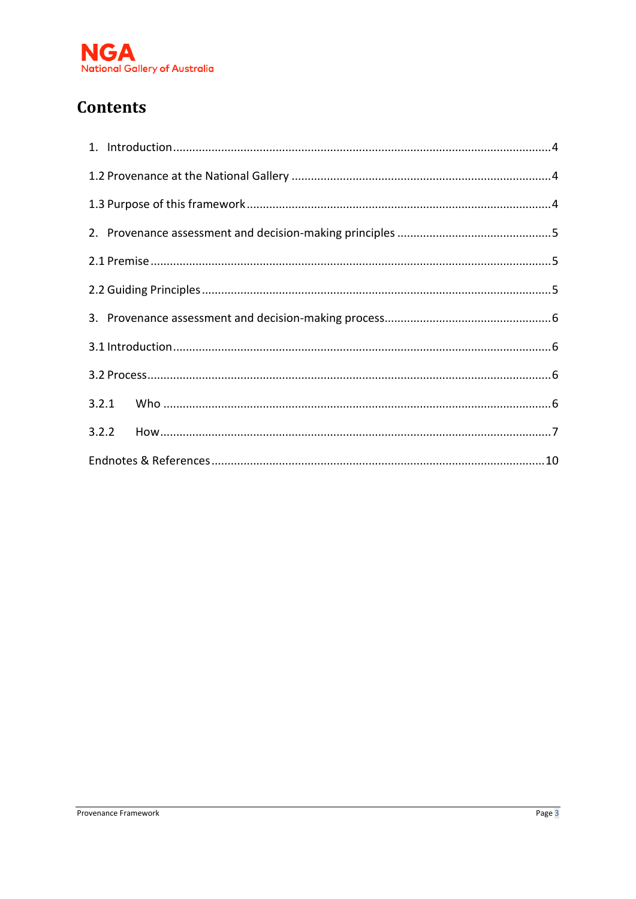## Contents

1. Introduction ........................................................................................................ 4

1.2 Provenance at the National Gallery ....................................................................... 4

1.3 Purpose of this framework ..................................................................................... 4

2. Provenance assessment and decision-making principles ...................................... 5

2.1 Premise .................................................................................................................. 5

2.2 Guiding Principles .................................................................................................. 5

3. Provenance assessment and decision-making process .......................................... 6

3.1 Introduction ........................................................................................................... 6

3.2 Process .................................................................................................................. 6

3.2.1 Who ................................................................................................................... 6

3.2.2 How ................................................................................................................... 7

Endnotes & References .............................................................................................. 10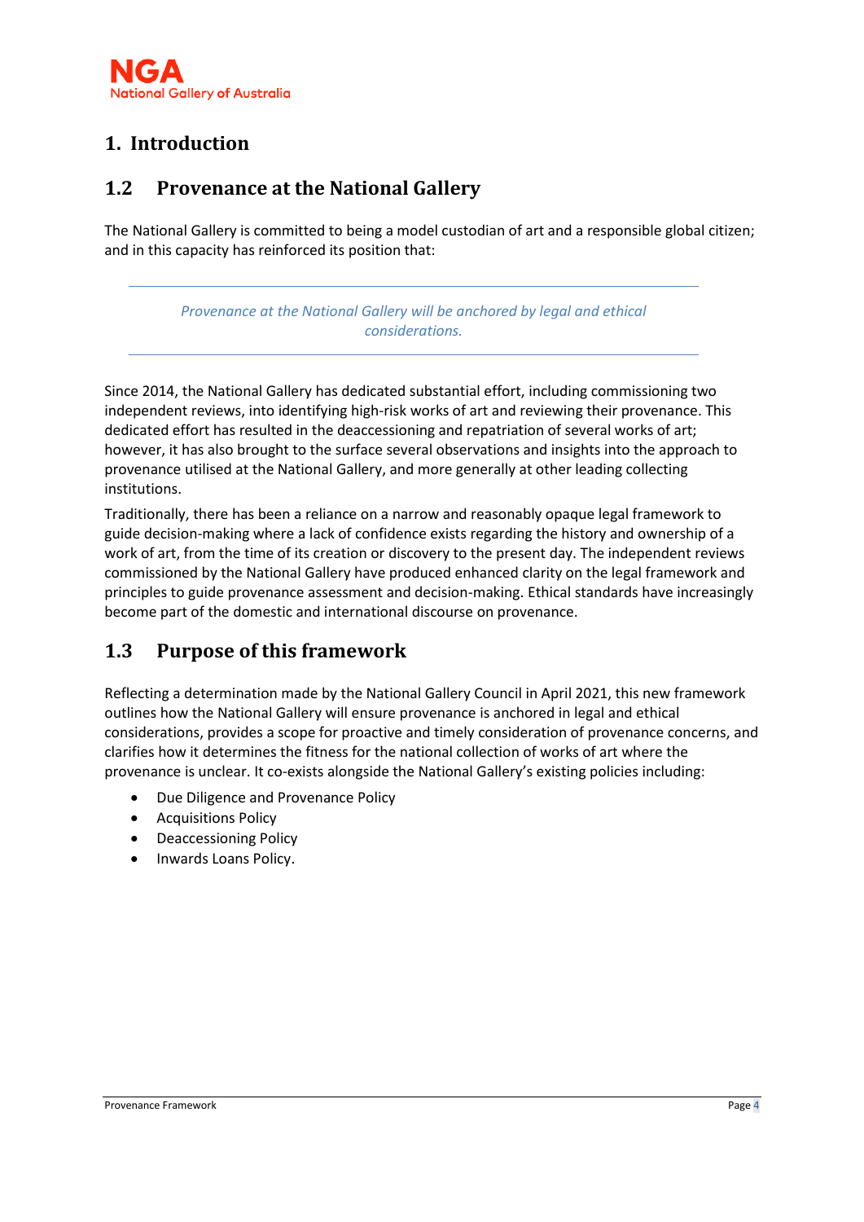# 1. Introduction

## 1.2 Provenance at the National Gallery

The National Gallery is committed to being a model custodian of art and a responsible global citizen; and in this capacity has reinforced its position that:

---

*Provenance at the National Gallery will be anchored by legal and ethical considerations.*

---

Since 2014, the National Gallery has dedicated substantial effort, including commissioning two independent reviews, into identifying high-risk works of art and reviewing their provenance. This dedicated effort has resulted in the deaccessioning and repatriation of several works of art; however, it has also brought to the surface several observations and insights into the approach to provenance utilised at the National Gallery, and more generally at other leading collecting institutions.

Traditionally, there has been a reliance on a narrow and reasonably opaque legal framework to guide decision-making where a lack of confidence exists regarding the history and ownership of a work of art, from the time of its creation or discovery to the present day. The independent reviews commissioned by the National Gallery have produced enhanced clarity on the legal framework and principles to guide provenance assessment and decision-making. Ethical standards have increasingly become part of the domestic and international discourse on provenance.

## 1.3 Purpose of this framework

Reflecting a determination made by the National Gallery Council in April 2021, this new framework outlines how the National Gallery will ensure provenance is anchored in legal and ethical considerations, provides a scope for proactive and timely consideration of provenance concerns, and clarifies how it determines the fitness for the national collection of works of art where the provenance is unclear. It co-exists alongside the National Gallery's existing policies including:

- Due Diligence and Provenance Policy
- Acquisitions Policy
- Deaccessioning Policy
- Inwards Loans Policy.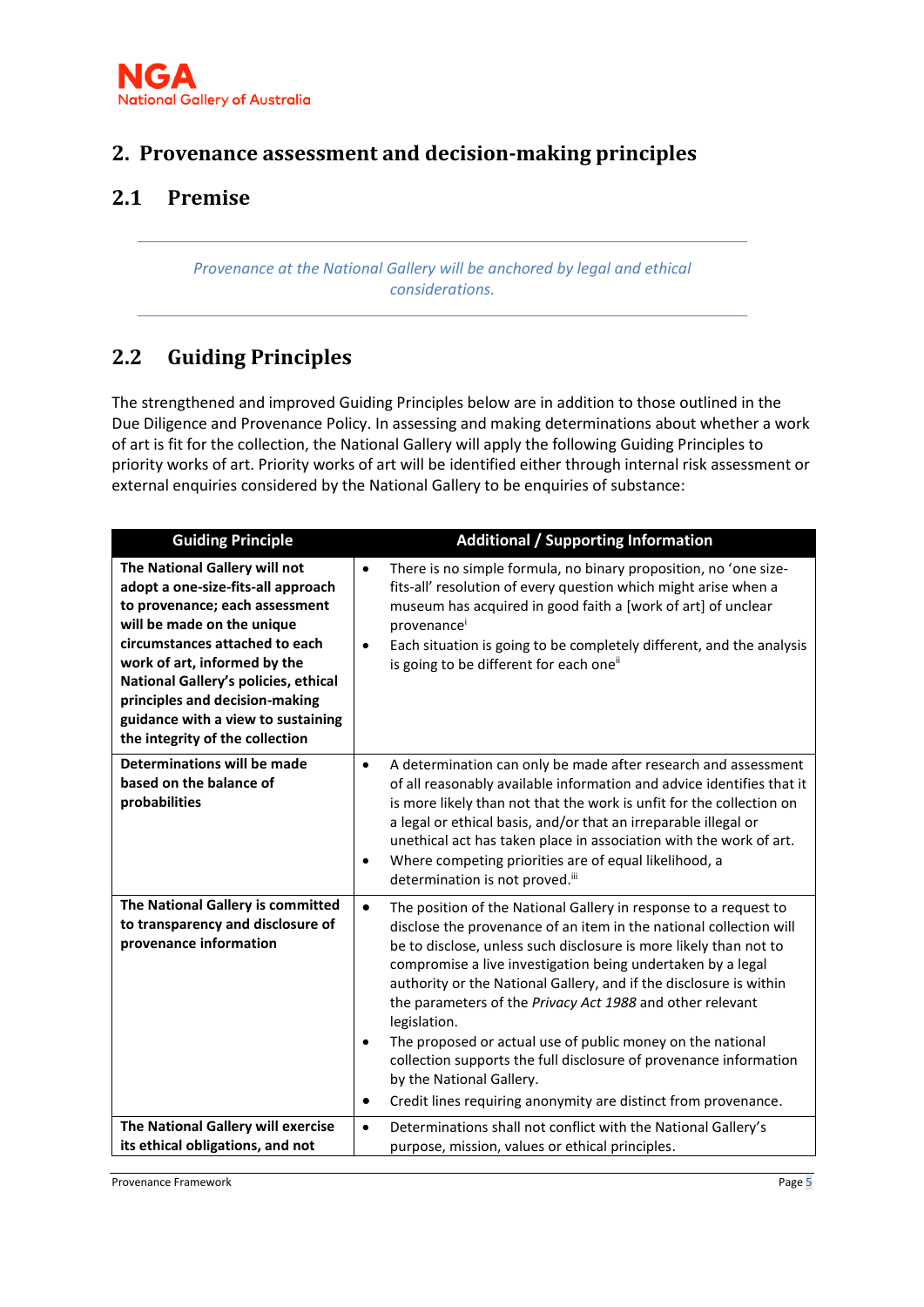## 2. Provenance assessment and decision-making principles

### 2.1 Premise

*Provenance at the National Gallery will be anchored by legal and ethical considerations.*

### 2.2 Guiding Principles

The strengthened and improved Guiding Principles below are in addition to those outlined in the Due Diligence and Provenance Policy. In assessing and making determinations about whether a work of art is fit for the collection, the National Gallery will apply the following Guiding Principles to priority works of art. Priority works of art will be identified either through internal risk assessment or external enquiries considered by the National Gallery to be enquiries of substance:

| Guiding Principle | Additional / Supporting Information |
|---|---|
| **The National Gallery will not adopt a one-size-fits-all approach to provenance; each assessment will be made on the unique circumstances attached to each work of art, informed by the National Gallery's policies, ethical principles and decision-making guidance with a view to sustaining the integrity of the collection** | • There is no simple formula, no binary proposition, no 'one size-fits-all' resolution of every question which might arise when a museum has acquired in good faith a [work of art] of unclear provenance[i]<br>• Each situation is going to be completely different, and the analysis is going to be different for each one[ii] |
| **Determinations will be made based on the balance of probabilities** | • A determination can only be made after research and assessment of all reasonably available information and advice identifies that it is more likely than not that the work is unfit for the collection on a legal or ethical basis, and/or that an irreparable illegal or unethical act has taken place in association with the work of art.<br>• Where competing priorities are of equal likelihood, a determination is not proved.[iii] |
| **The National Gallery is committed to transparency and disclosure of provenance information** | • The position of the National Gallery in response to a request to disclose the provenance of an item in the national collection will be to disclose, unless such disclosure is more likely than not to compromise a live investigation being undertaken by a legal authority or the National Gallery, and if the disclosure is within the parameters of the *Privacy Act 1988* and other relevant legislation.<br>• The proposed or actual use of public money on the national collection supports the full disclosure of provenance information by the National Gallery.<br>• Credit lines requiring anonymity are distinct from provenance. |
| **The National Gallery will exercise its ethical obligations, and not** | • Determinations shall not conflict with the National Gallery's purpose, mission, values or ethical principles. |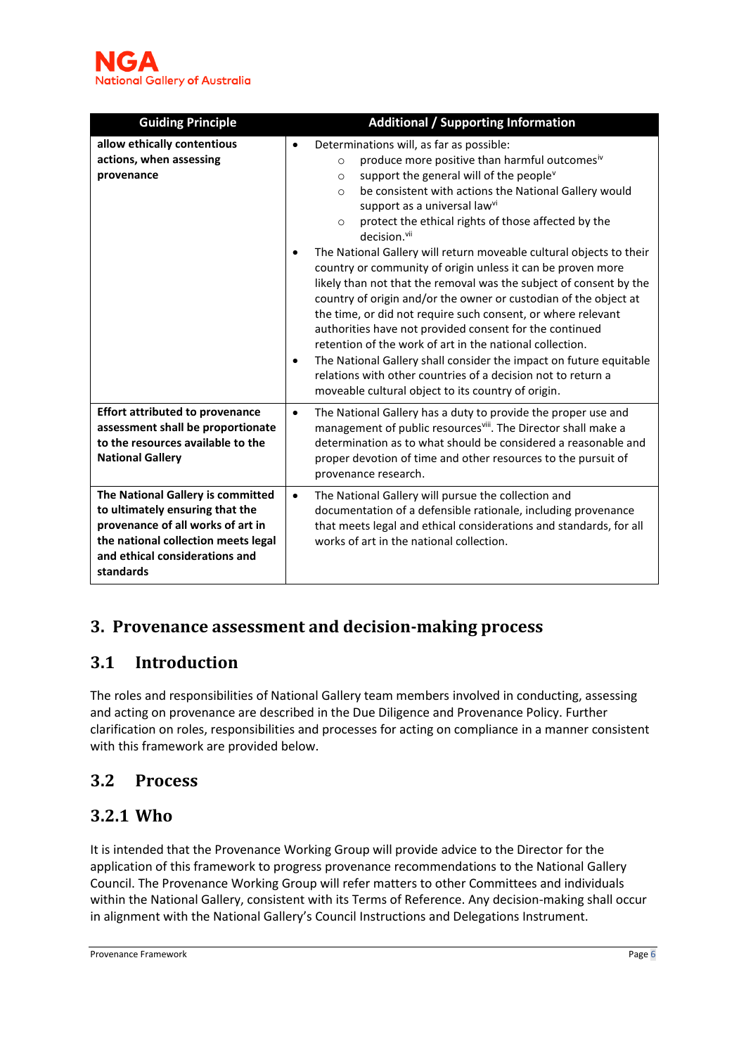| Guiding Principle | Additional / Supporting Information |
|---|---|
| **allow ethically contentious actions, when assessing provenance** | • Determinations will, as far as possible:<br>  ○ produce more positive than harmful outcomes[iv]<br>  ○ support the general will of the people[v]<br>  ○ be consistent with actions the National Gallery would support as a universal law[vi]<br>  ○ protect the ethical rights of those affected by the decision.[vii]<br>• The National Gallery will return moveable cultural objects to their country or community of origin unless it can be proven more likely than not that the removal was the subject of consent by the country of origin and/or the owner or custodian of the object at the time, or did not require such consent, or where relevant authorities have not provided consent for the continued retention of the work of art in the national collection.<br>• The National Gallery shall consider the impact on future equitable relations with other countries of a decision not to return a moveable cultural object to its country of origin. |
| **Effort attributed to provenance assessment shall be proportionate to the resources available to the National Gallery** | • The National Gallery has a duty to provide the proper use and management of public resources[viii]. The Director shall make a determination as to what should be considered a reasonable and proper devotion of time and other resources to the pursuit of provenance research. |
| **The National Gallery is committed to ultimately ensuring that the provenance of all works of art in the national collection meets legal and ethical considerations and standards** | • The National Gallery will pursue the collection and documentation of a defensible rationale, including provenance that meets legal and ethical considerations and standards, for all works of art in the national collection. |

# 3. Provenance assessment and decision-making process

## 3.1 Introduction

The roles and responsibilities of National Gallery team members involved in conducting, assessing and acting on provenance are described in the Due Diligence and Provenance Policy. Further clarification on roles, responsibilities and processes for acting on compliance in a manner consistent with this framework are provided below.

## 3.2 Process

### 3.2.1 Who

It is intended that the Provenance Working Group will provide advice to the Director for the application of this framework to progress provenance recommendations to the National Gallery Council. The Provenance Working Group will refer matters to other Committees and individuals within the National Gallery, consistent with its Terms of Reference. Any decision-making shall occur in alignment with the National Gallery's Council Instructions and Delegations Instrument.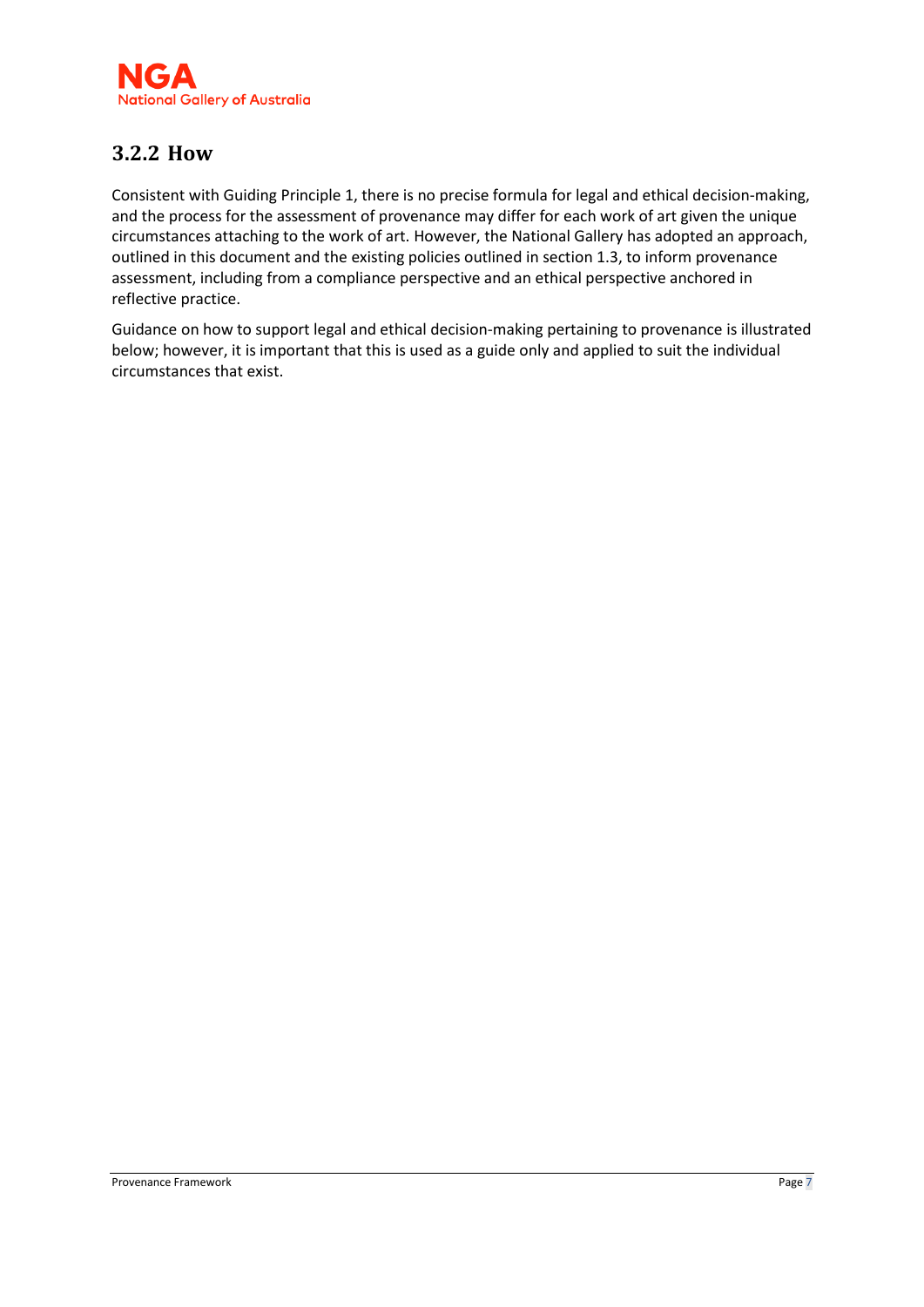### 3.2.2 How

Consistent with Guiding Principle 1, there is no precise formula for legal and ethical decision-making, and the process for the assessment of provenance may differ for each work of art given the unique circumstances attaching to the work of art. However, the National Gallery has adopted an approach, outlined in this document and the existing policies outlined in section 1.3, to inform provenance assessment, including from a compliance perspective and an ethical perspective anchored in reflective practice.

Guidance on how to support legal and ethical decision-making pertaining to provenance is illustrated below; however, it is important that this is used as a guide only and applied to suit the individual circumstances that exist.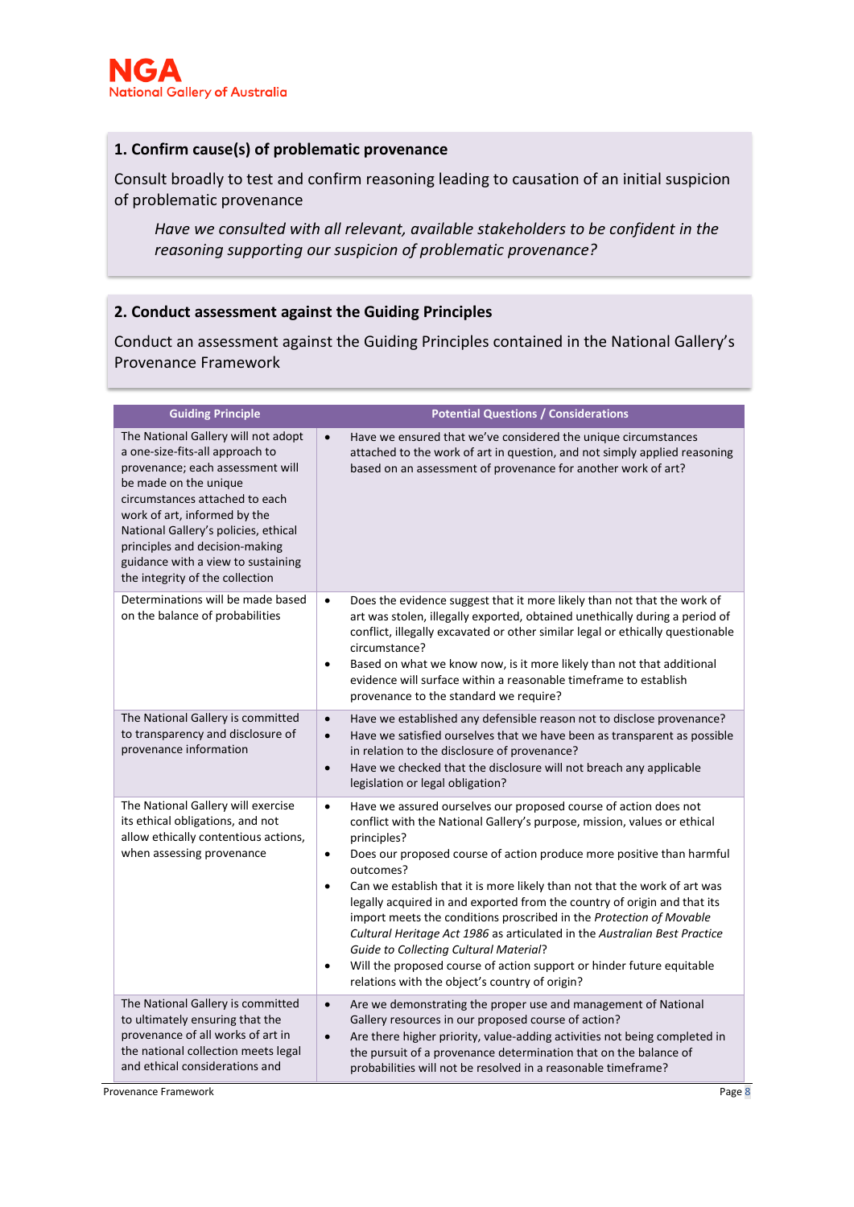## 1. Confirm cause(s) of problematic provenance

Consult broadly to test and confirm reasoning leading to causation of an initial suspicion of problematic provenance

> *Have we consulted with all relevant, available stakeholders to be confident in the reasoning supporting our suspicion of problematic provenance?*

## 2. Conduct assessment against the Guiding Principles

Conduct an assessment against the Guiding Principles contained in the National Gallery's Provenance Framework

| Guiding Principle | Potential Questions / Considerations |
| --- | --- |
| The National Gallery will not adopt a one-size-fits-all approach to provenance; each assessment will be made on the unique circumstances attached to each work of art, informed by the National Gallery's policies, ethical principles and decision-making guidance with a view to sustaining the integrity of the collection | • Have we ensured that we've considered the unique circumstances attached to the work of art in question, and not simply applied reasoning based on an assessment of provenance for another work of art? |
| Determinations will be made based on the balance of probabilities | • Does the evidence suggest that it more likely than not that the work of art was stolen, illegally exported, obtained unethically during a period of conflict, illegally excavated or other similar legal or ethically questionable circumstance?<br>• Based on what we know now, is it more likely than not that additional evidence will surface within a reasonable timeframe to establish provenance to the standard we require? |
| The National Gallery is committed to transparency and disclosure of provenance information | • Have we established any defensible reason not to disclose provenance?<br>• Have we satisfied ourselves that we have been as transparent as possible in relation to the disclosure of provenance?<br>• Have we checked that the disclosure will not breach any applicable legislation or legal obligation? |
| The National Gallery will exercise its ethical obligations, and not allow ethically contentious actions, when assessing provenance | • Have we assured ourselves our proposed course of action does not conflict with the National Gallery's purpose, mission, values or ethical principles?<br>• Does our proposed course of action produce more positive than harmful outcomes?<br>• Can we establish that it is more likely than not that the work of art was legally acquired in and exported from the country of origin and that its import meets the conditions proscribed in the *Protection of Movable Cultural Heritage Act 1986* as articulated in the *Australian Best Practice Guide to Collecting Cultural Material*?<br>• Will the proposed course of action support or hinder future equitable relations with the object's country of origin? |
| The National Gallery is committed to ultimately ensuring that the provenance of all works of art in the national collection meets legal and ethical considerations and | • Are we demonstrating the proper use and management of National Gallery resources in our proposed course of action?<br>• Are there higher priority, value-adding activities not being completed in the pursuit of a provenance determination that on the balance of probabilities will not be resolved in a reasonable timeframe? |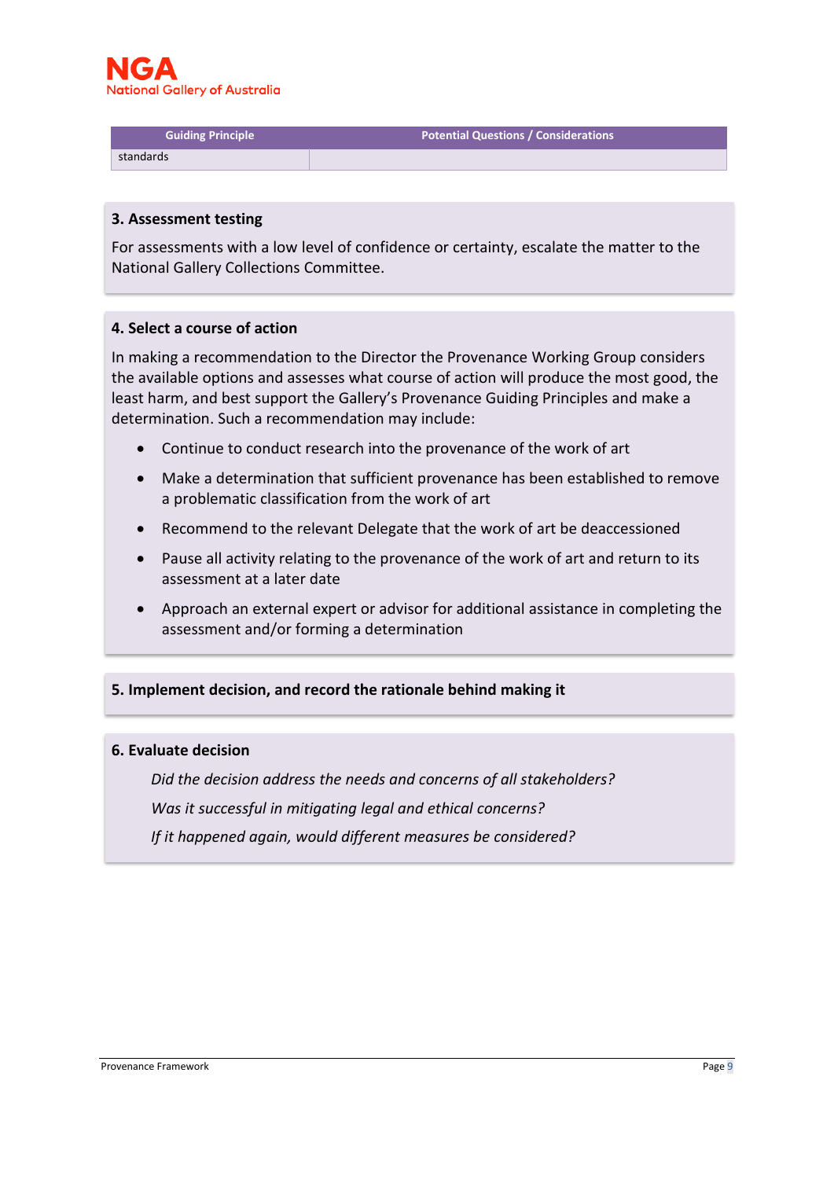| Guiding Principle | Potential Questions / Considerations |
|---|---|
| standards | |

### 3. Assessment testing

For assessments with a low level of confidence or certainty, escalate the matter to the National Gallery Collections Committee.

### 4. Select a course of action

In making a recommendation to the Director the Provenance Working Group considers the available options and assesses what course of action will produce the most good, the least harm, and best support the Gallery's Provenance Guiding Principles and make a determination. Such a recommendation may include:

- Continue to conduct research into the provenance of the work of art
- Make a determination that sufficient provenance has been established to remove a problematic classification from the work of art
- Recommend to the relevant Delegate that the work of art be deaccessioned
- Pause all activity relating to the provenance of the work of art and return to its assessment at a later date
- Approach an external expert or advisor for additional assistance in completing the assessment and/or forming a determination

### 5. Implement decision, and record the rationale behind making it

### 6. Evaluate decision

*Did the decision address the needs and concerns of all stakeholders?*

*Was it successful in mitigating legal and ethical concerns?*

*If it happened again, would different measures be considered?*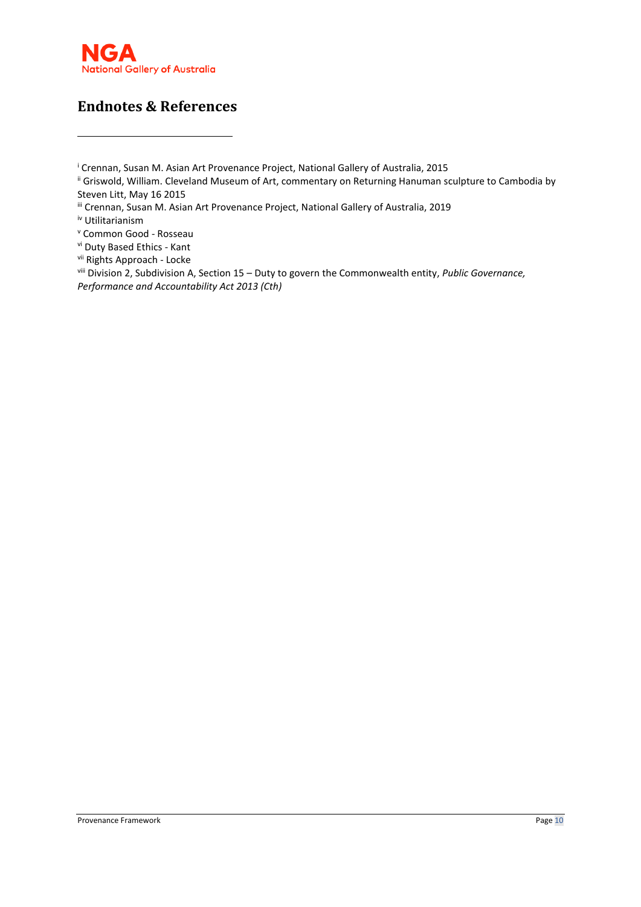## Endnotes & References

[i] Crennan, Susan M. Asian Art Provenance Project, National Gallery of Australia, 2015

[ii] Griswold, William. Cleveland Museum of Art, commentary on Returning Hanuman sculpture to Cambodia by Steven Litt, May 16 2015

[iii] Crennan, Susan M. Asian Art Provenance Project, National Gallery of Australia, 2019

[iv] Utilitarianism

[v] Common Good - Rosseau

[vi] Duty Based Ethics - Kant

[vii] Rights Approach - Locke

[viii] Division 2, Subdivision A, Section 15 – Duty to govern the Commonwealth entity, *Public Governance, Performance and Accountability Act 2013 (Cth)*